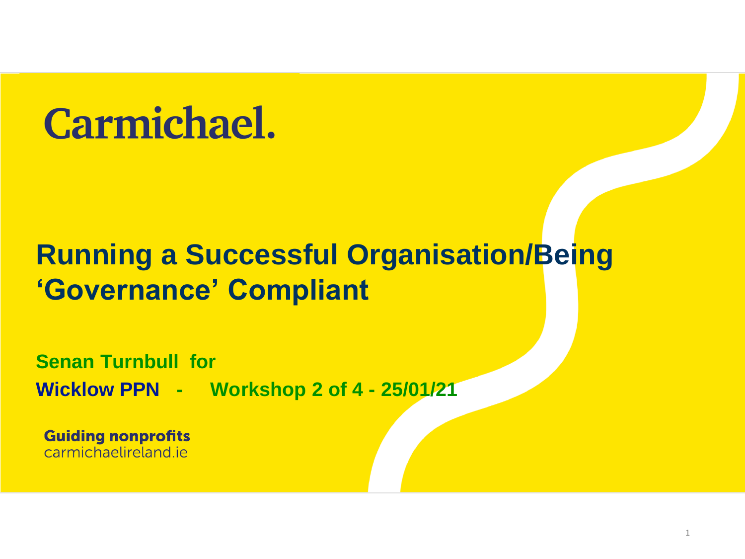Carmichael.

# Running a Successful Organisation/Being 'Governance' Compliant

**Senan Turnbull for**

**Wicklow PPN - Workshop 2 of 4 - 25/01/21**

**Guiding nonprofits**
carmichaelireland.ie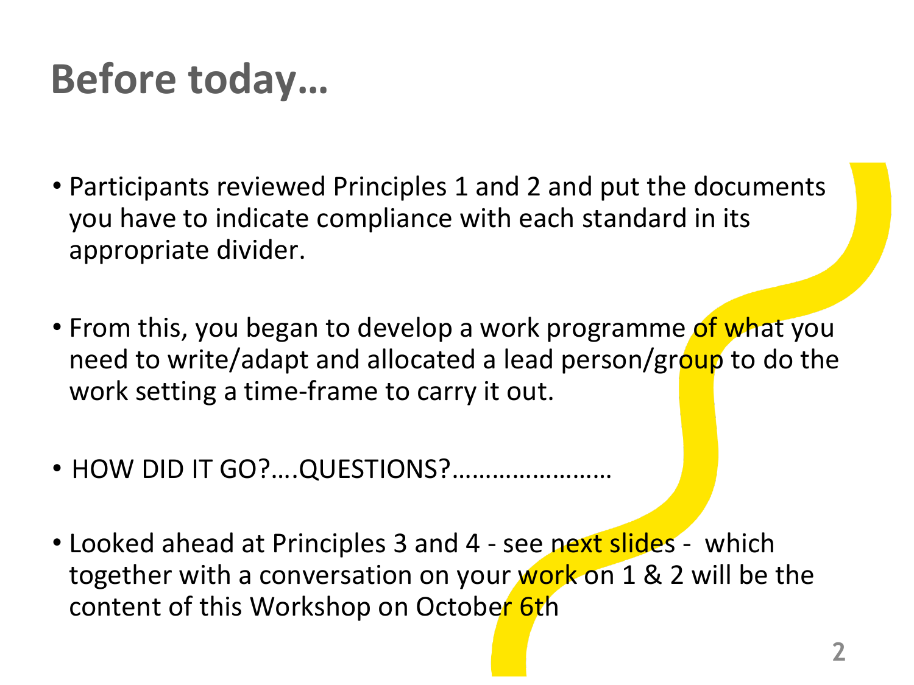# Before today…

- Participants reviewed Principles 1 and 2 and put the documents you have to indicate compliance with each standard in its appropriate divider.

- From this, you began to develop a work programme of what you need to write/adapt and allocated a lead person/group to do the work setting a time-frame to carry it out.

- HOW DID IT GO?….QUESTIONS?…………………

- Looked ahead at Principles 3 and 4 - see next slides - which together with a conversation on your work on 1 & 2 will be the content of this Workshop on October 6th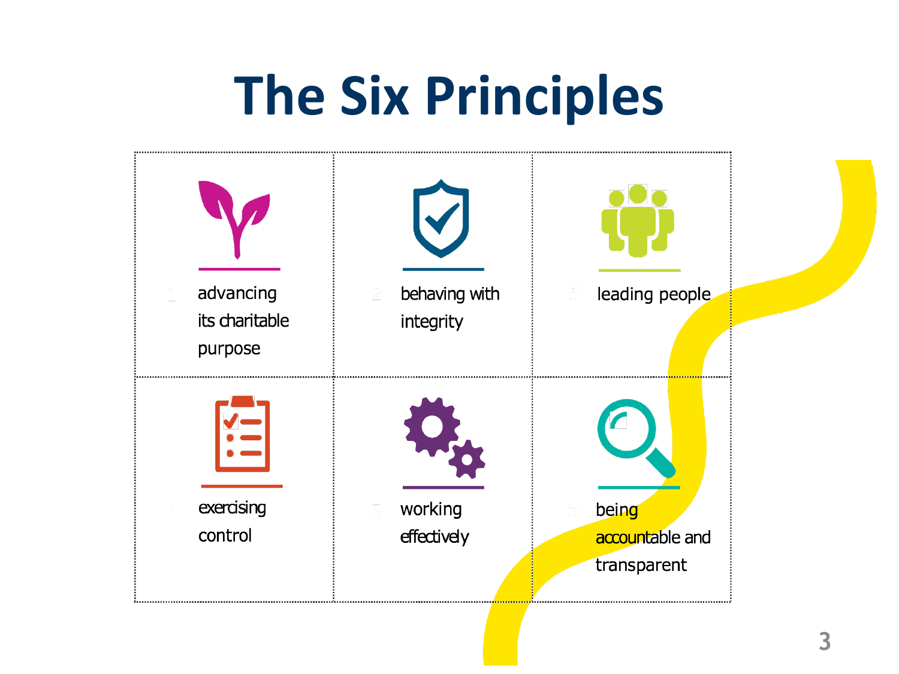# The Six Principles

1. advancing its charitable purpose
2. behaving with integrity
3. leading people
4. exercising control
5. working effectively
6. being accountable and transparent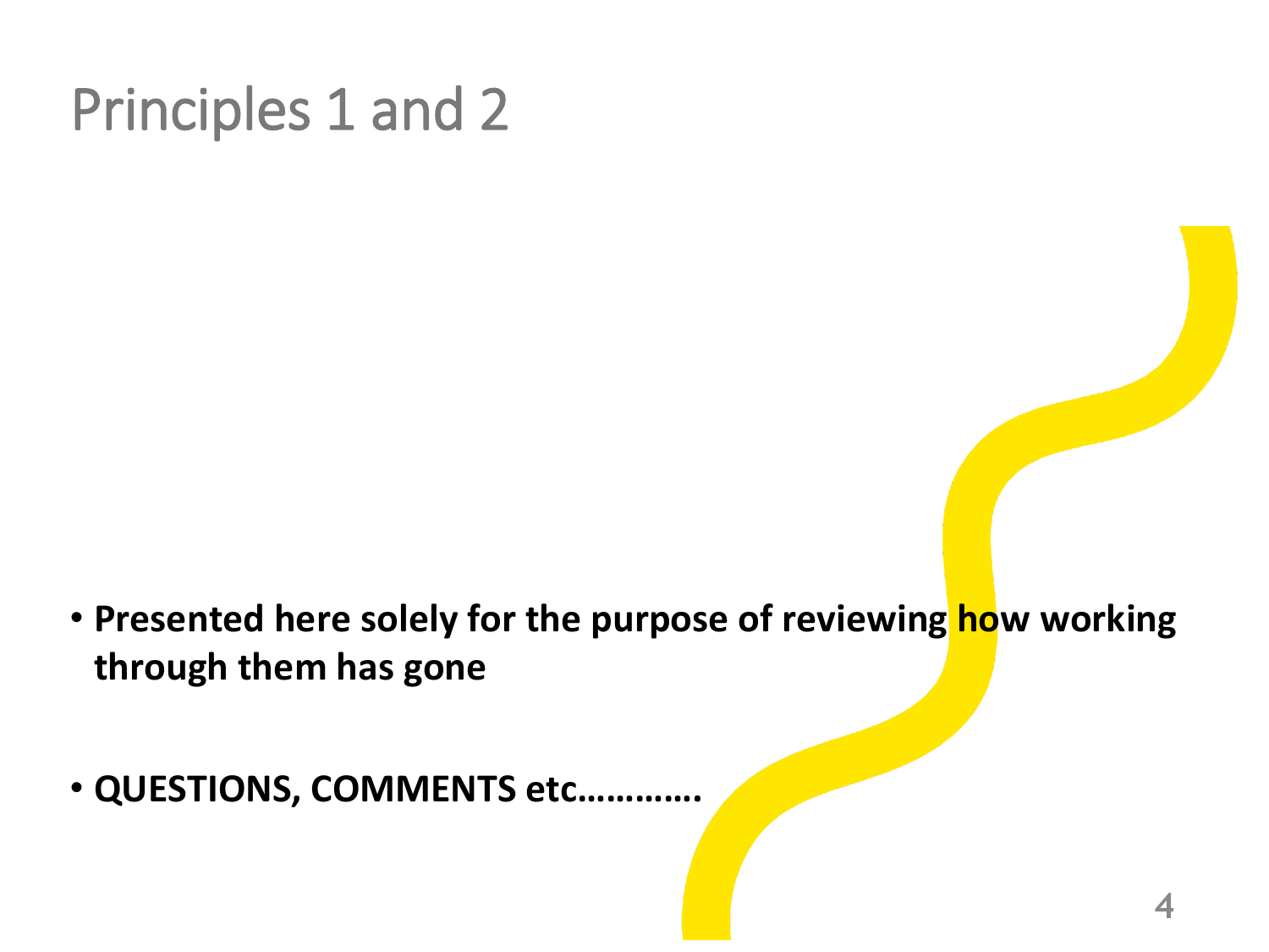# Principles 1 and 2

- **Presented here solely for the purpose of reviewing how working through them has gone**
- **QUESTIONS, COMMENTS etc…………**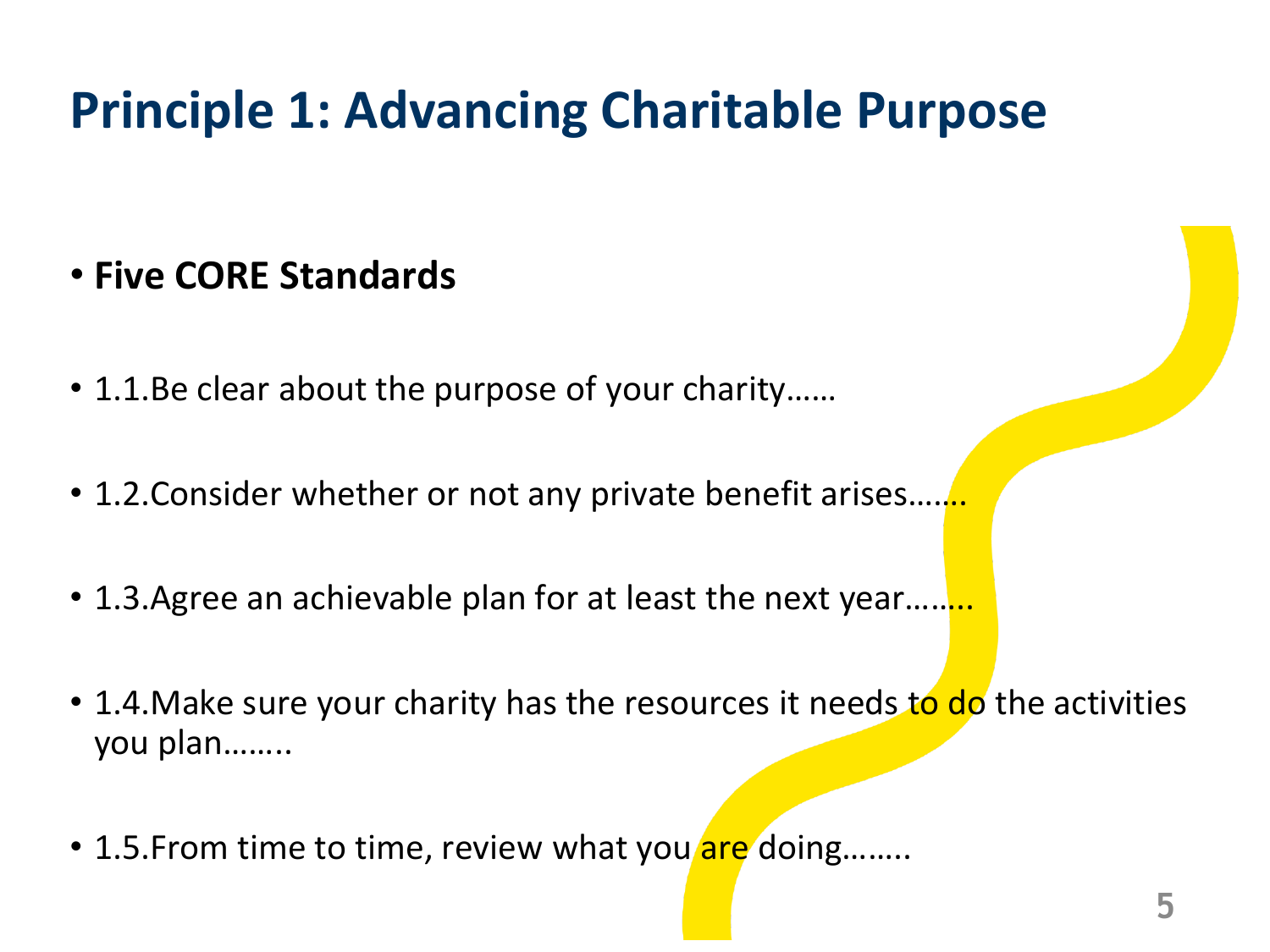# Principle 1: Advancing Charitable Purpose

- **Five CORE Standards**
- 1.1.Be clear about the purpose of your charity……
- 1.2.Consider whether or not any private benefit arises…….
- 1.3.Agree an achievable plan for at least the next year……..
- 1.4.Make sure your charity has the resources it needs to do the activities you plan……..
- 1.5.From time to time, review what you are doing……..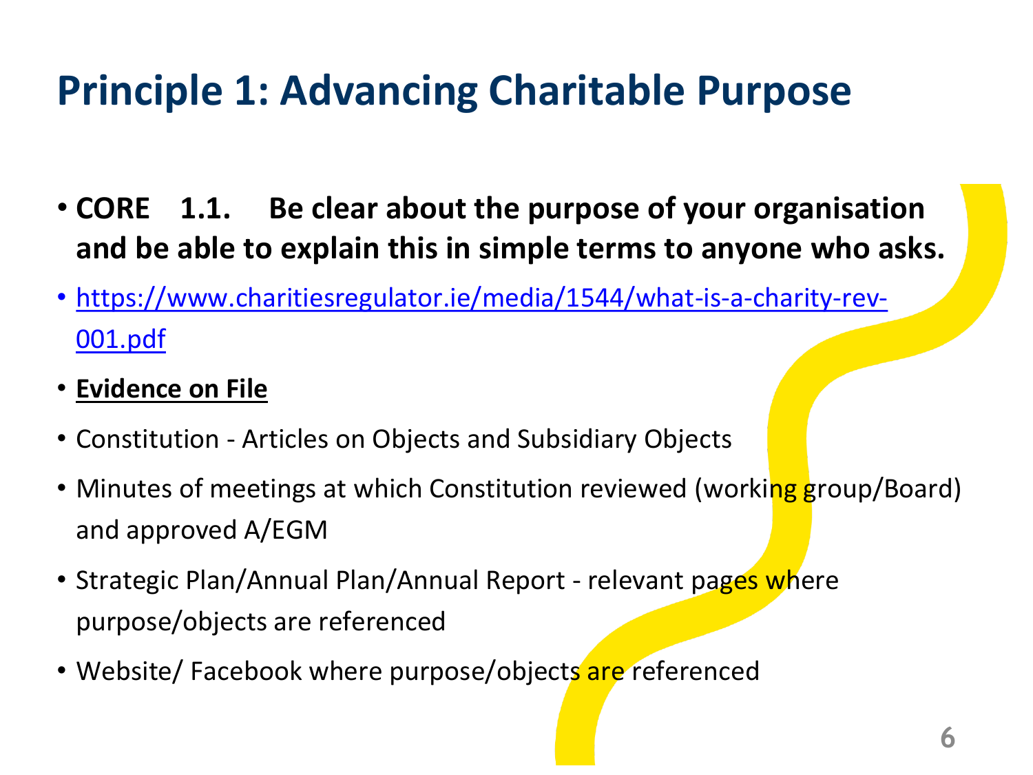# Principle 1: Advancing Charitable Purpose

- **CORE 1.1. Be clear about the purpose of your organisation and be able to explain this in simple terms to anyone who asks.**
- https://www.charitiesregulator.ie/media/1544/what-is-a-charity-rev-001.pdf
- **Evidence on File**
- Constitution - Articles on Objects and Subsidiary Objects
- Minutes of meetings at which Constitution reviewed (working group/Board) and approved A/EGM
- Strategic Plan/Annual Plan/Annual Report - relevant pages where purpose/objects are referenced
- Website/ Facebook where purpose/objects are referenced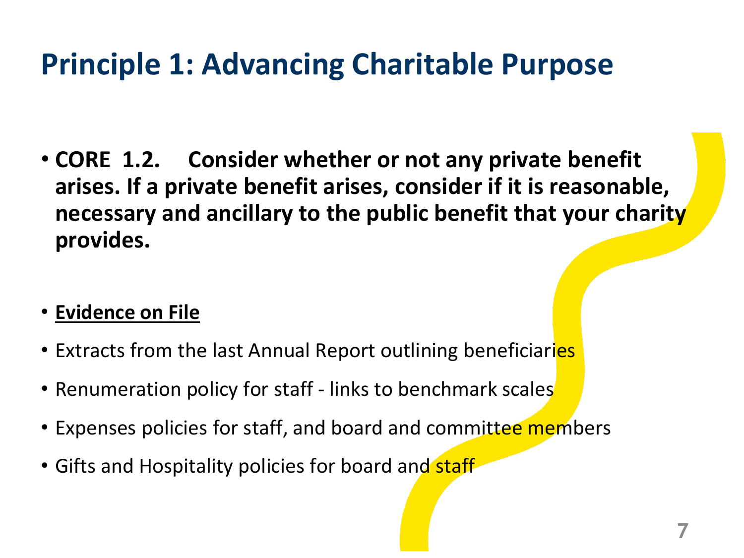# Principle 1: Advancing Charitable Purpose

- **CORE 1.2. Consider whether or not any private benefit arises. If a private benefit arises, consider if it is reasonable, necessary and ancillary to the public benefit that your charity provides.**

- **<u>Evidence on File</u>**
- Extracts from the last Annual Report outlining beneficiaries
- Renumeration policy for staff - links to benchmark scales
- Expenses policies for staff, and board and committee members
- Gifts and Hospitality policies for board and staff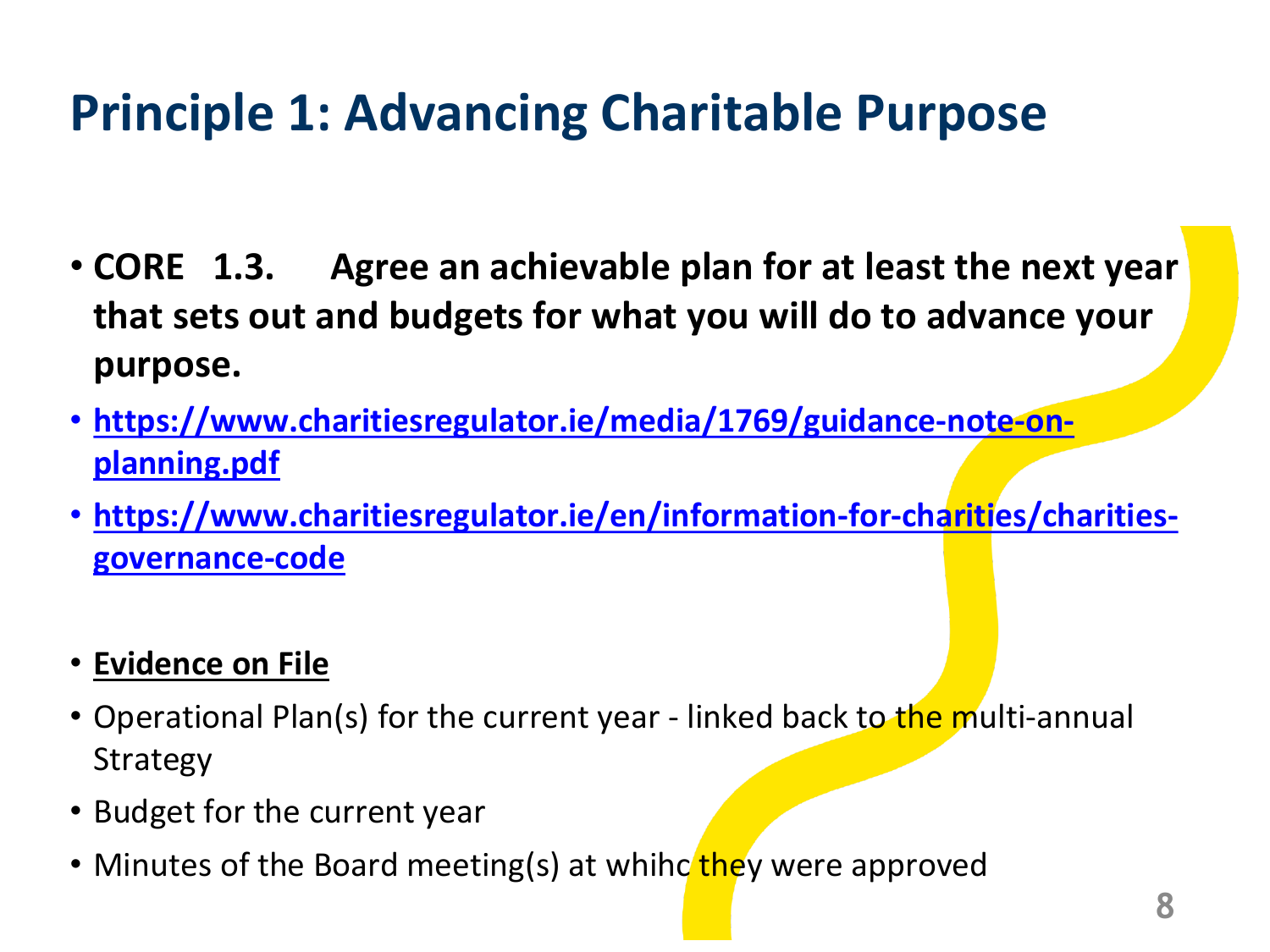# Principle 1: Advancing Charitable Purpose

- **CORE 1.3. Agree an achievable plan for at least the next year that sets out and budgets for what you will do to advance your purpose.**
- [https://www.charitiesregulator.ie/media/1769/guidance-note-on-planning.pdf](https://www.charitiesregulator.ie/media/1769/guidance-note-on-planning.pdf)
- [https://www.charitiesregulator.ie/en/information-for-charities/charities-governance-code](https://www.charitiesregulator.ie/en/information-for-charities/charities-governance-code)

- **Evidence on File**
- Operational Plan(s) for the current year - linked back to the multi-annual Strategy
- Budget for the current year
- Minutes of the Board meeting(s) at whihc they were approved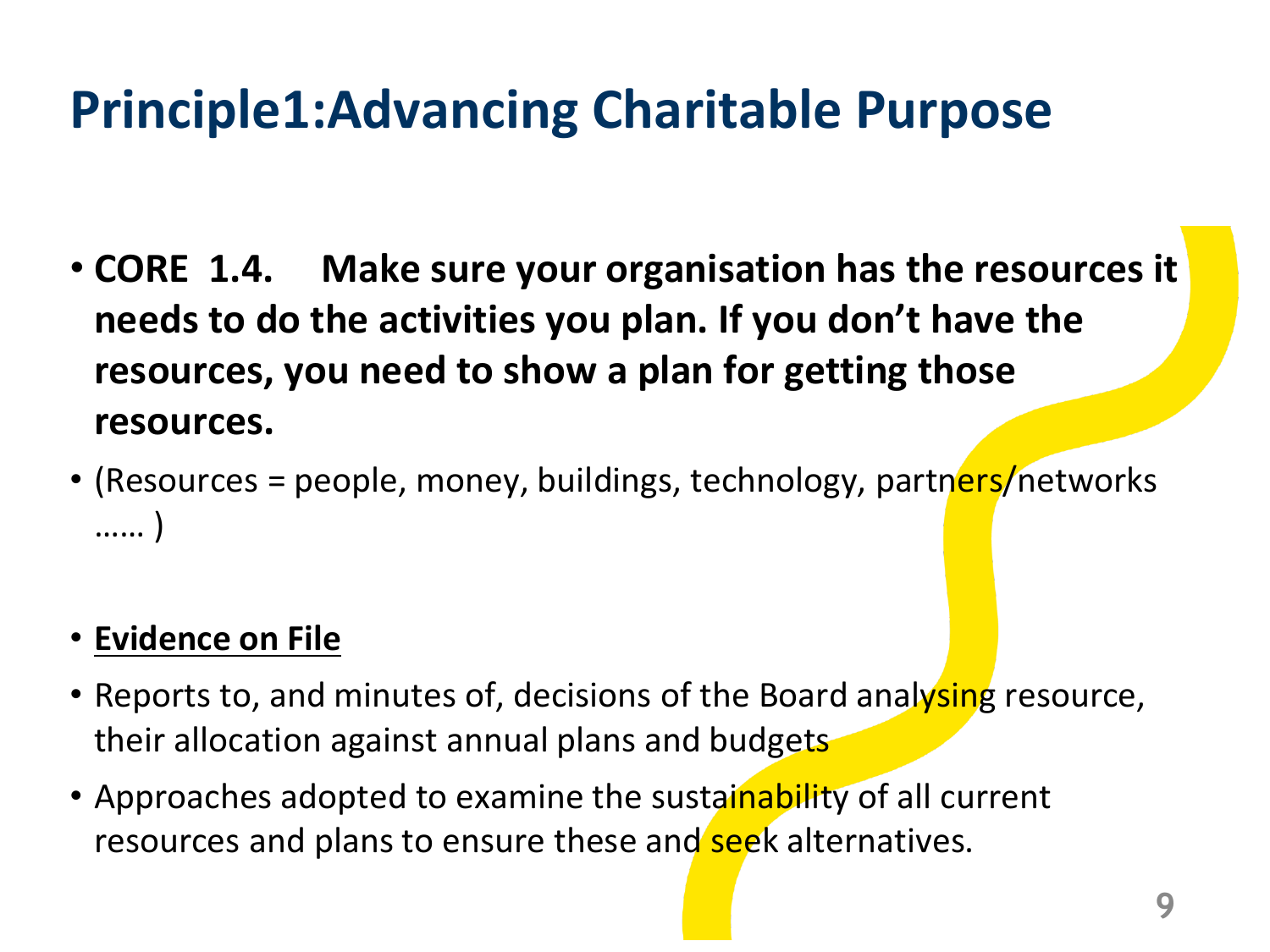# Principle1:Advancing Charitable Purpose

- **CORE 1.4. Make sure your organisation has the resources it needs to do the activities you plan. If you don't have the resources, you need to show a plan for getting those resources.**
- (Resources = people, money, buildings, technology, partners/networks …… )

- **Evidence on File**
- Reports to, and minutes of, decisions of the Board analysing resource, their allocation against annual plans and budgets
- Approaches adopted to examine the sustainability of all current resources and plans to ensure these and seek alternatives.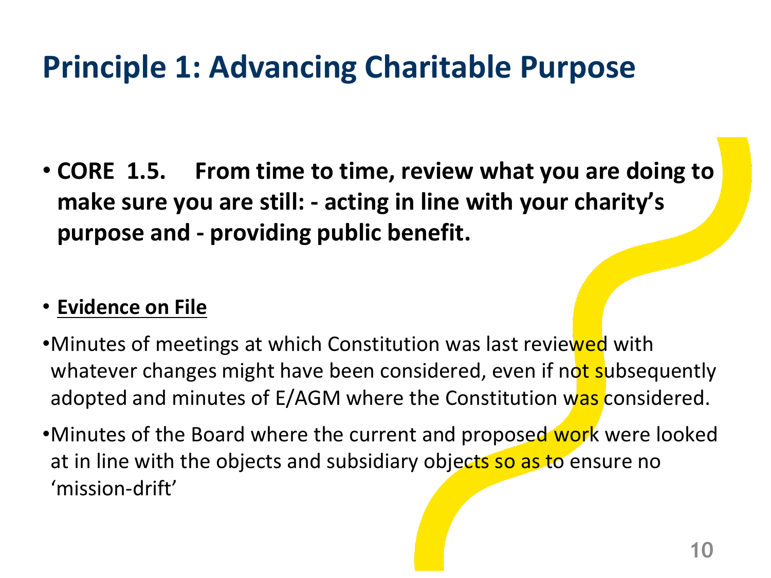# Principle 1: Advancing Charitable Purpose

- **CORE 1.5. From time to time, review what you are doing to make sure you are still: - acting in line with your charity's purpose and - providing public benefit.**

- **Evidence on File**

- Minutes of meetings at which Constitution was last reviewed with whatever changes might have been considered, even if not subsequently adopted and minutes of E/AGM where the Constitution was considered.
- Minutes of the Board where the current and proposed work were looked at in line with the objects and subsidiary objects so as to ensure no 'mission-drift'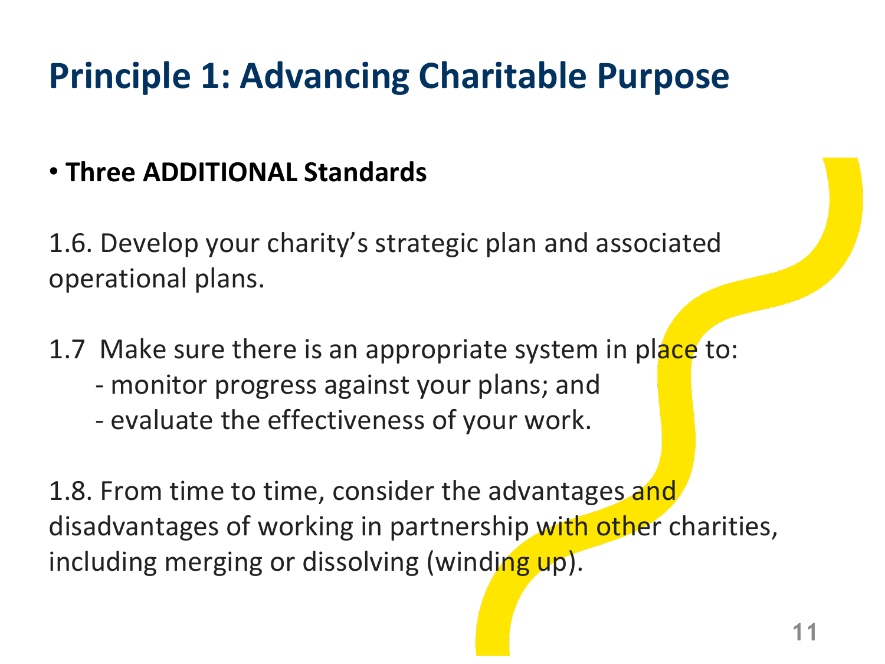# Principle 1: Advancing Charitable Purpose

- **Three ADDITIONAL Standards**

1.6. Develop your charity's strategic plan and associated operational plans.

1.7 Make sure there is an appropriate system in place to:
- monitor progress against your plans; and
- evaluate the effectiveness of your work.

1.8. From time to time, consider the advantages and disadvantages of working in partnership with other charities, including merging or dissolving (winding up).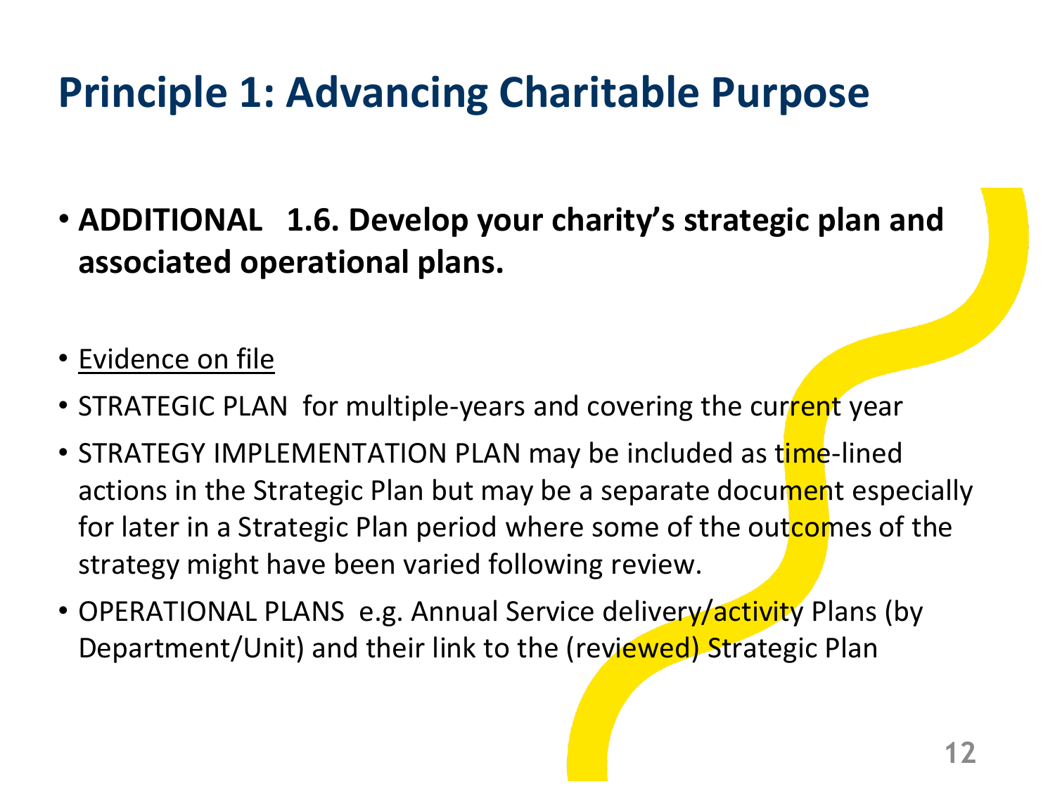# Principle 1: Advancing Charitable Purpose

- **ADDITIONAL 1.6. Develop your charity's strategic plan and associated operational plans.**

- Evidence on file
- STRATEGIC PLAN for multiple-years and covering the current year
- STRATEGY IMPLEMENTATION PLAN may be included as time-lined actions in the Strategic Plan but may be a separate document especially for later in a Strategic Plan period where some of the outcomes of the strategy might have been varied following review.
- OPERATIONAL PLANS e.g. Annual Service delivery/activity Plans (by Department/Unit) and their link to the (reviewed) Strategic Plan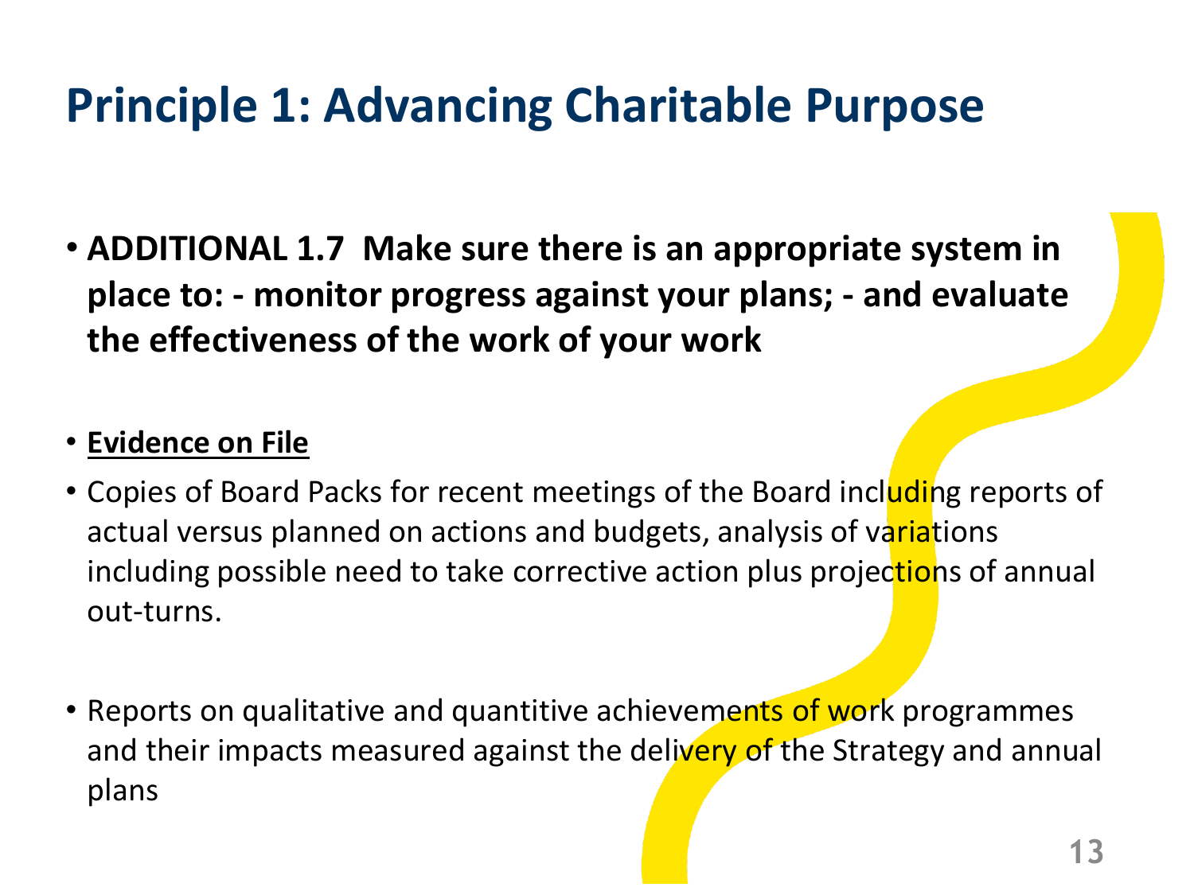# Principle 1: Advancing Charitable Purpose

- **ADDITIONAL 1.7  Make sure there is an appropriate system in place to: - monitor progress against your plans; - and evaluate the effectiveness of the work of your work**

- **<u>Evidence on File</u>**
- Copies of Board Packs for recent meetings of the Board including reports of actual versus planned on actions and budgets, analysis of variations including possible need to take corrective action plus projections of annual out-turns.

- Reports on qualitative and quantitive achievements of work programmes and their impacts measured against the delivery of the Strategy and annual plans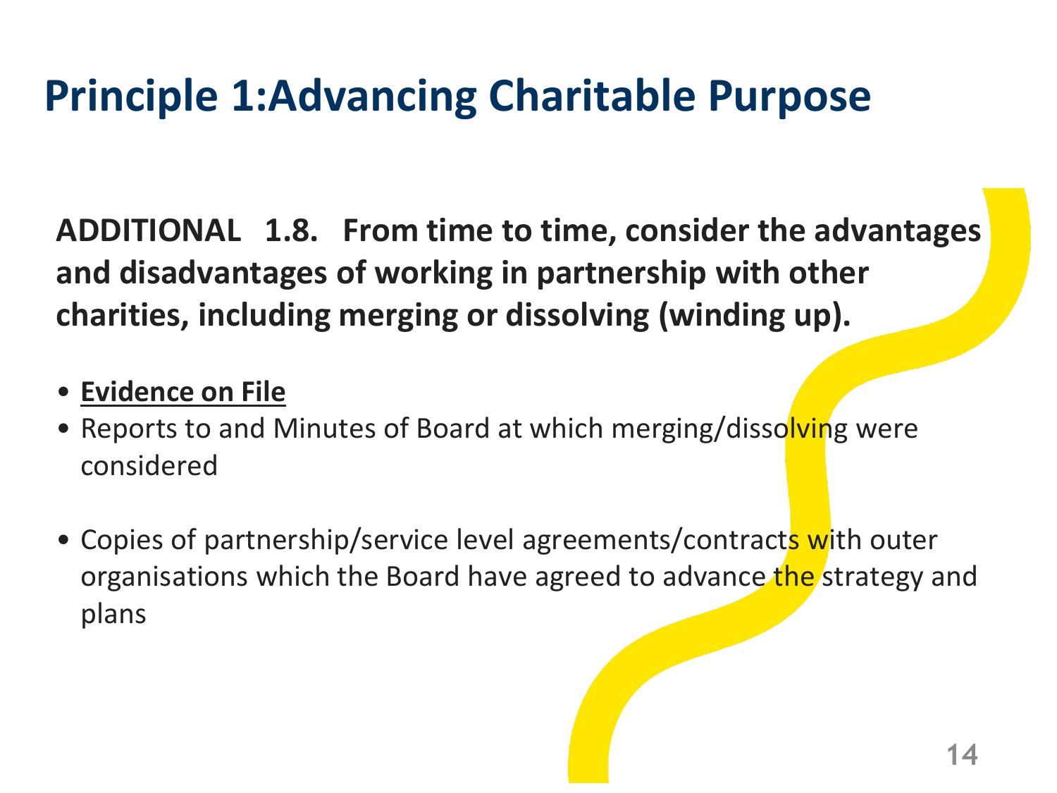# Principle 1:Advancing Charitable Purpose

**ADDITIONAL 1.8. From time to time, consider the advantages and disadvantages of working in partnership with other charities, including merging or dissolving (winding up).**

- **Evidence on File**
- Reports to and Minutes of Board at which merging/dissolving were considered
- Copies of partnership/service level agreements/contracts with outer organisations which the Board have agreed to advance the strategy and plans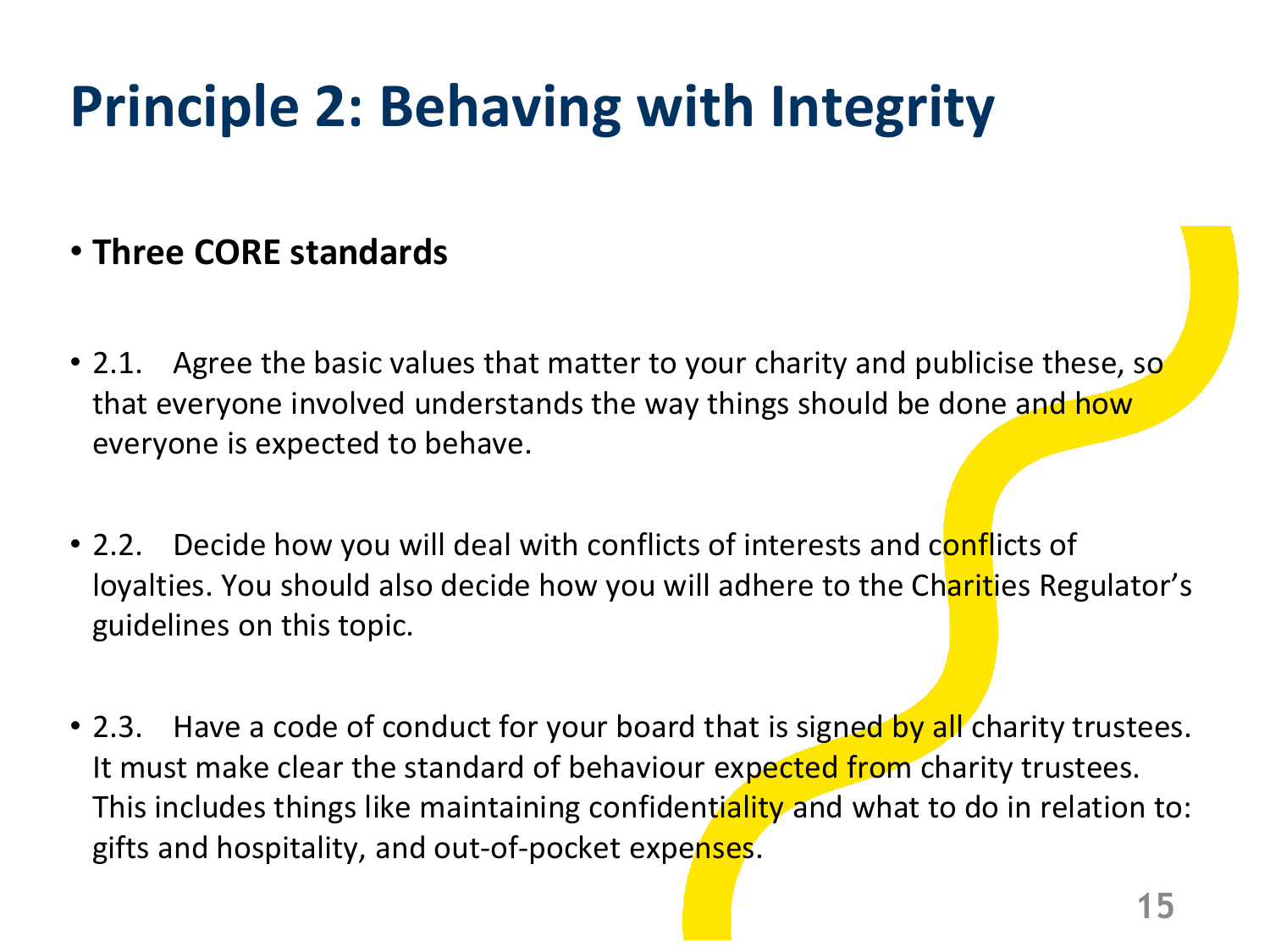# Principle 2: Behaving with Integrity

- **Three CORE standards**

- 2.1. Agree the basic values that matter to your charity and publicise these, so that everyone involved understands the way things should be done and how everyone is expected to behave.

- 2.2. Decide how you will deal with conflicts of interests and conflicts of loyalties. You should also decide how you will adhere to the Charities Regulator's guidelines on this topic.

- 2.3. Have a code of conduct for your board that is signed by all charity trustees. It must make clear the standard of behaviour expected from charity trustees. This includes things like maintaining confidentiality and what to do in relation to: gifts and hospitality, and out-of-pocket expenses.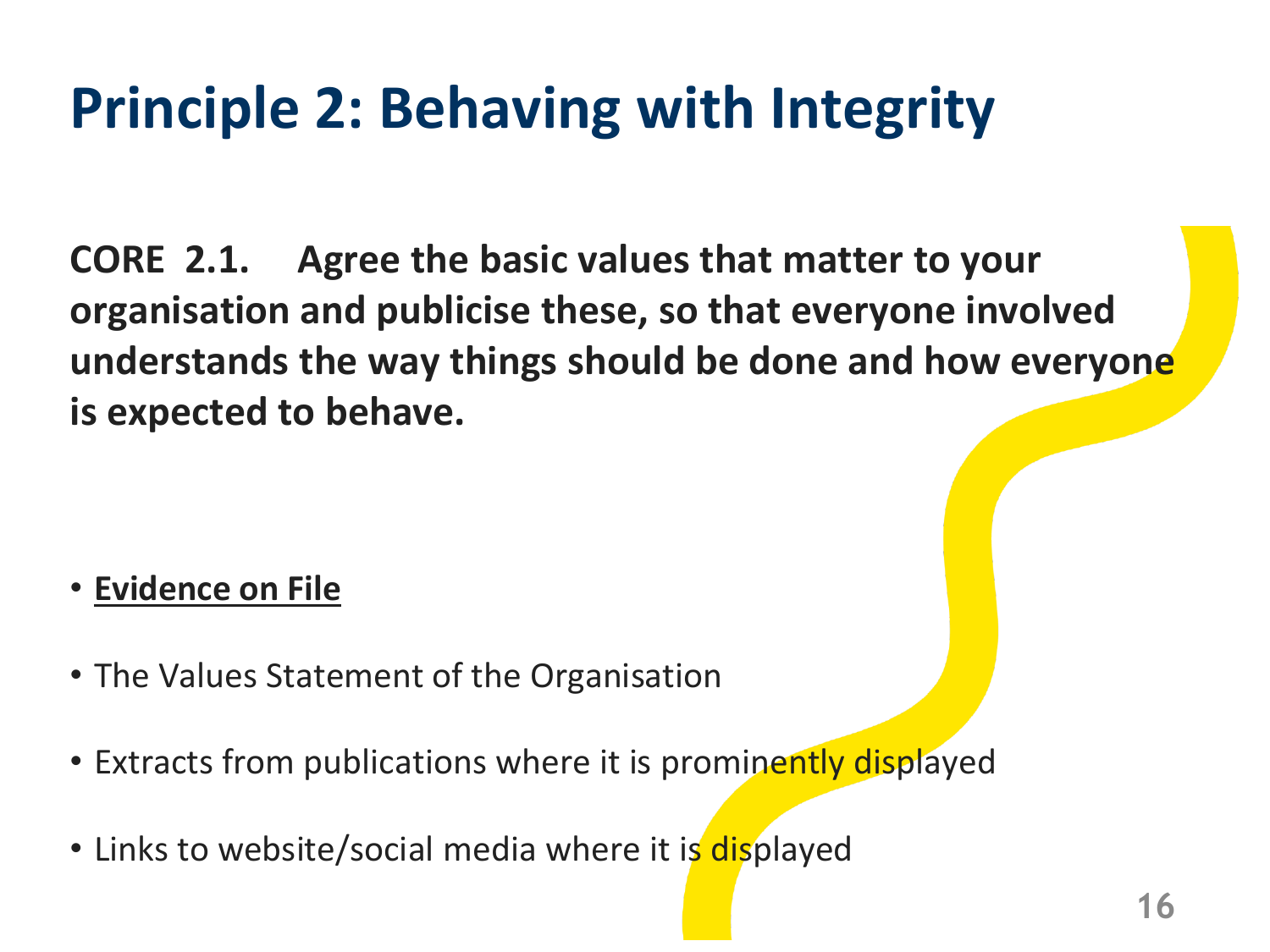# Principle 2: Behaving with Integrity

**CORE 2.1. Agree the basic values that matter to your organisation and publicise these, so that everyone involved understands the way things should be done and how everyone is expected to behave.**

- **<u>Evidence on File</u>**
- The Values Statement of the Organisation
- Extracts from publications where it is prominently displayed
- Links to website/social media where it is displayed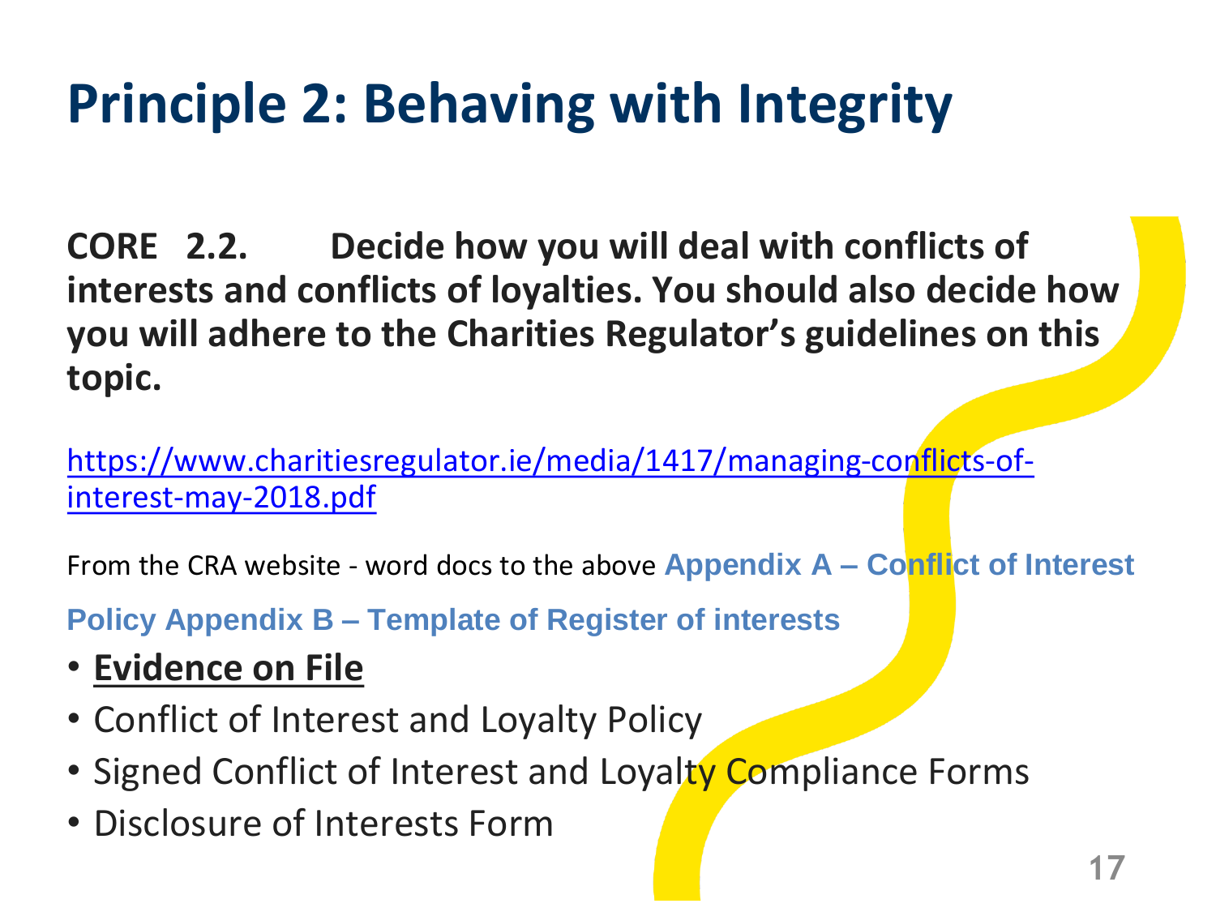# Principle 2: Behaving with Integrity

**CORE 2.2. Decide how you will deal with conflicts of interests and conflicts of loyalties. You should also decide how you will adhere to the Charities Regulator's guidelines on this topic.**

https://www.charitiesregulator.ie/media/1417/managing-conflicts-of-interest-may-2018.pdf

From the CRA website - word docs to the above **Appendix A – Conflict of Interest Policy Appendix B – Template of Register of interests**

- **Evidence on File**
- Conflict of Interest and Loyalty Policy
- Signed Conflict of Interest and Loyalty Compliance Forms
- Disclosure of Interests Form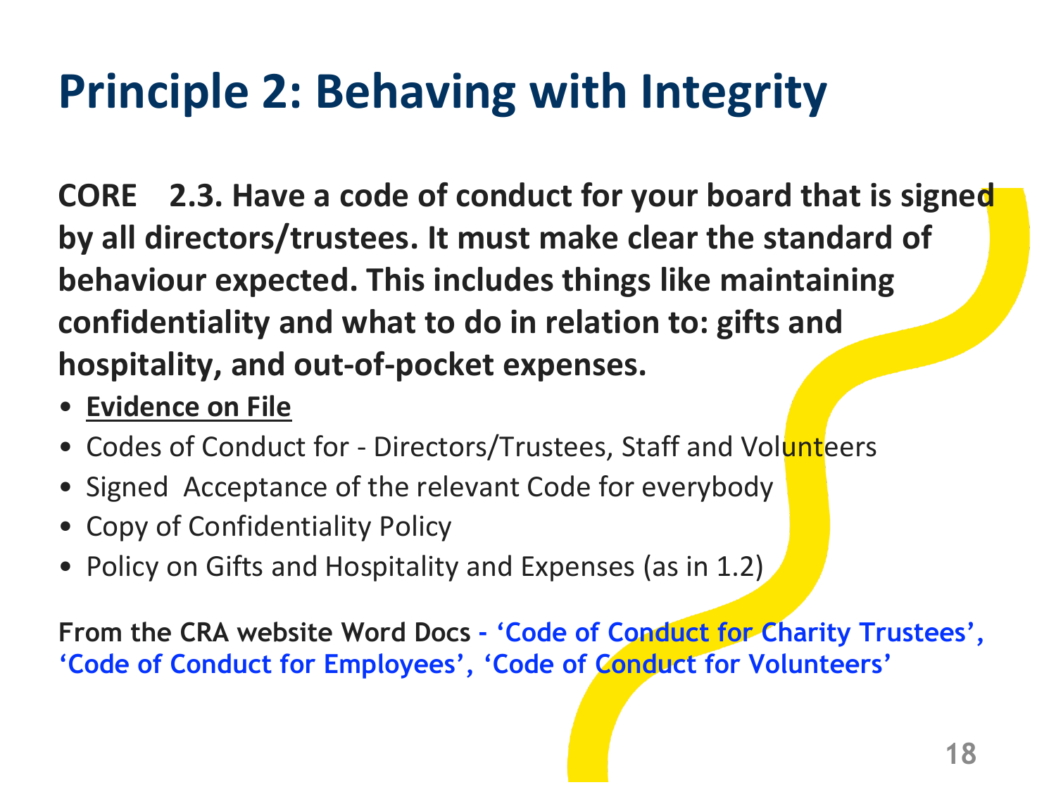# Principle 2: Behaving with Integrity

**CORE 2.3. Have a code of conduct for your board that is signed by all directors/trustees. It must make clear the standard of behaviour expected. This includes things like maintaining confidentiality and what to do in relation to: gifts and hospitality, and out-of-pocket expenses.**

- **Evidence on File**
- Codes of Conduct for - Directors/Trustees, Staff and Volunteers
- Signed Acceptance of the relevant Code for everybody
- Copy of Confidentiality Policy
- Policy on Gifts and Hospitality and Expenses (as in 1.2)

**From the CRA website Word Docs - 'Code of Conduct for Charity Trustees', 'Code of Conduct for Employees', 'Code of Conduct for Volunteers'**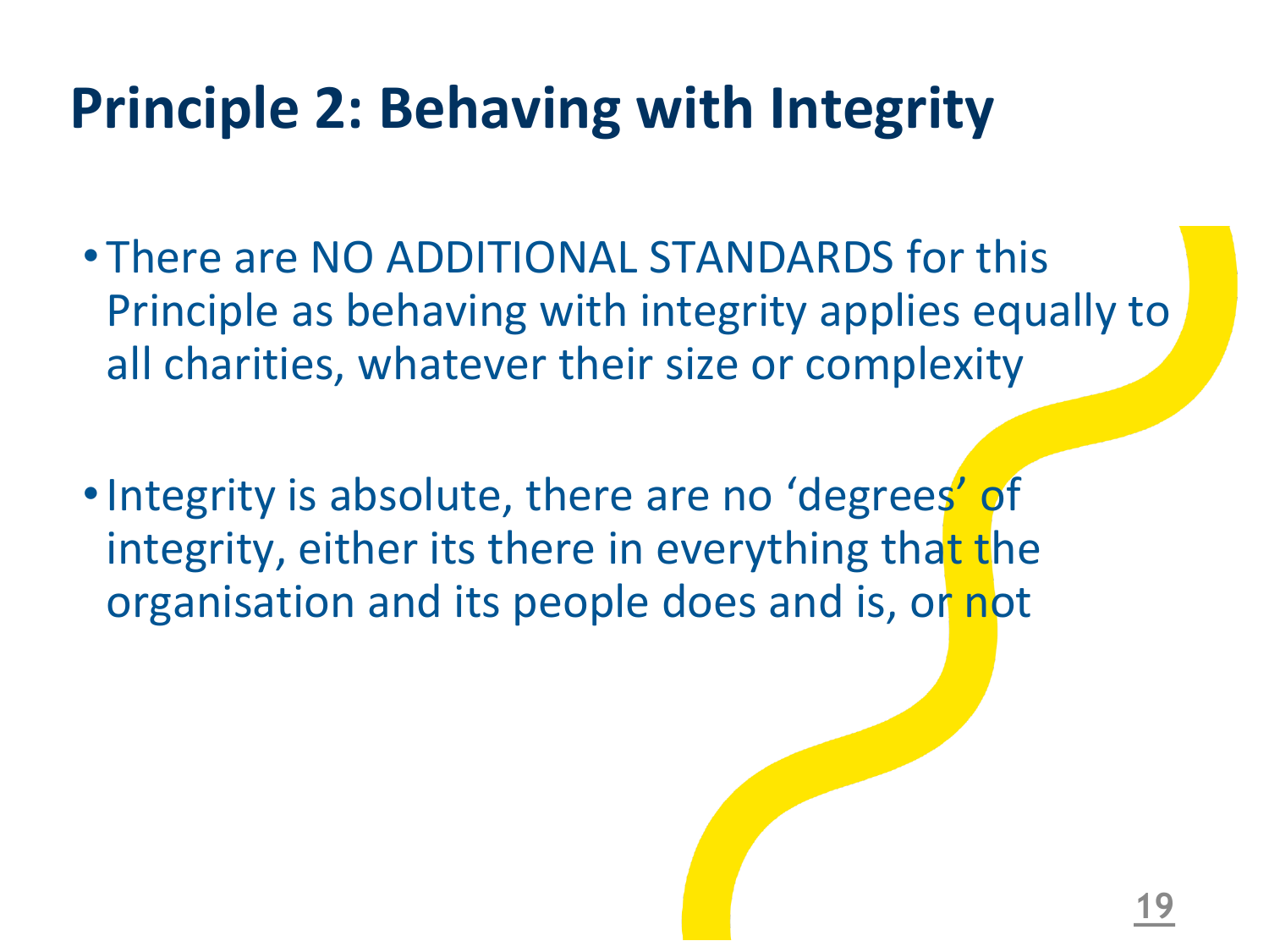# Principle 2: Behaving with Integrity

- There are NO ADDITIONAL STANDARDS for this Principle as behaving with integrity applies equally to all charities, whatever their size or complexity

- Integrity is absolute, there are no 'degrees' of integrity, either its there in everything that the organisation and its people does and is, or not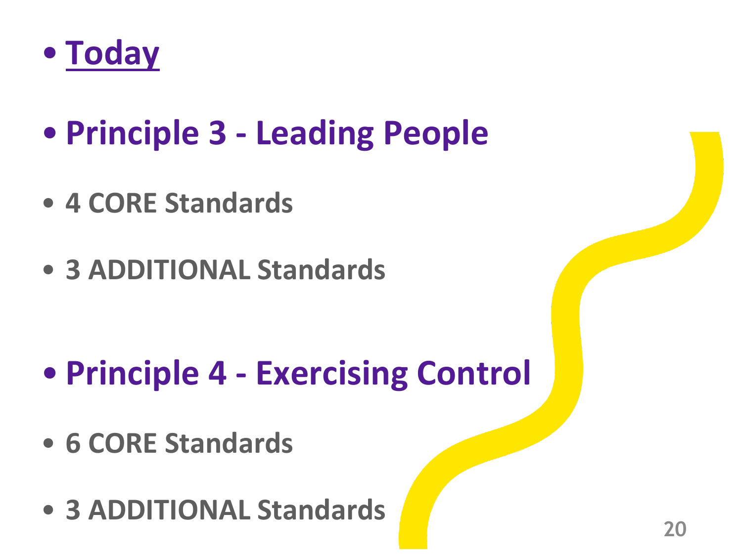- **<u>Today</u>**

- **Principle 3 - Leading People**
  - **4 CORE Standards**
  - **3 ADDITIONAL Standards**

- **Principle 4 - Exercising Control**
  - **6 CORE Standards**
  - **3 ADDITIONAL Standards**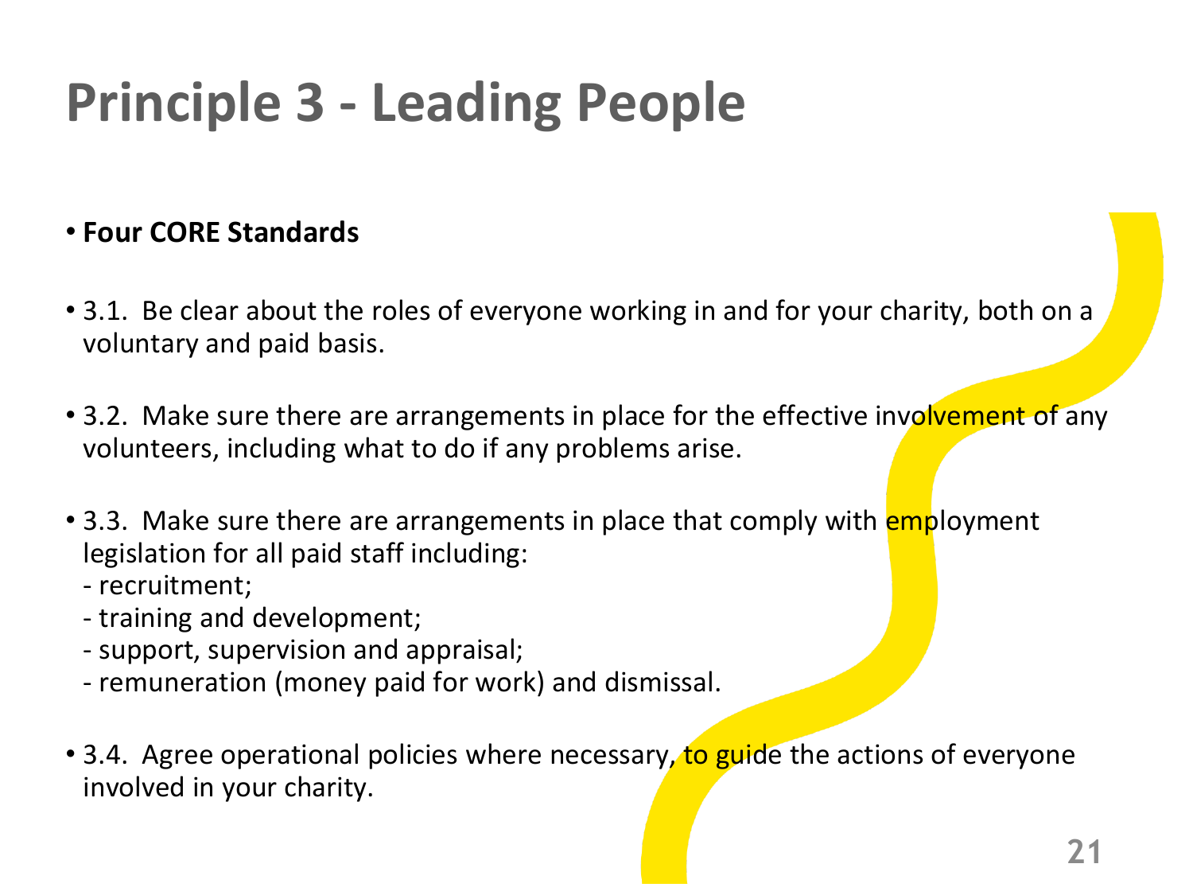# Principle 3 - Leading People

- **Four CORE Standards**

- 3.1. Be clear about the roles of everyone working in and for your charity, both on a voluntary and paid basis.

- 3.2. Make sure there are arrangements in place for the effective involvement of any volunteers, including what to do if any problems arise.

- 3.3. Make sure there are arrangements in place that comply with employment legislation for all paid staff including:
  - recruitment;
  - training and development;
  - support, supervision and appraisal;
  - remuneration (money paid for work) and dismissal.

- 3.4. Agree operational policies where necessary, to guide the actions of everyone involved in your charity.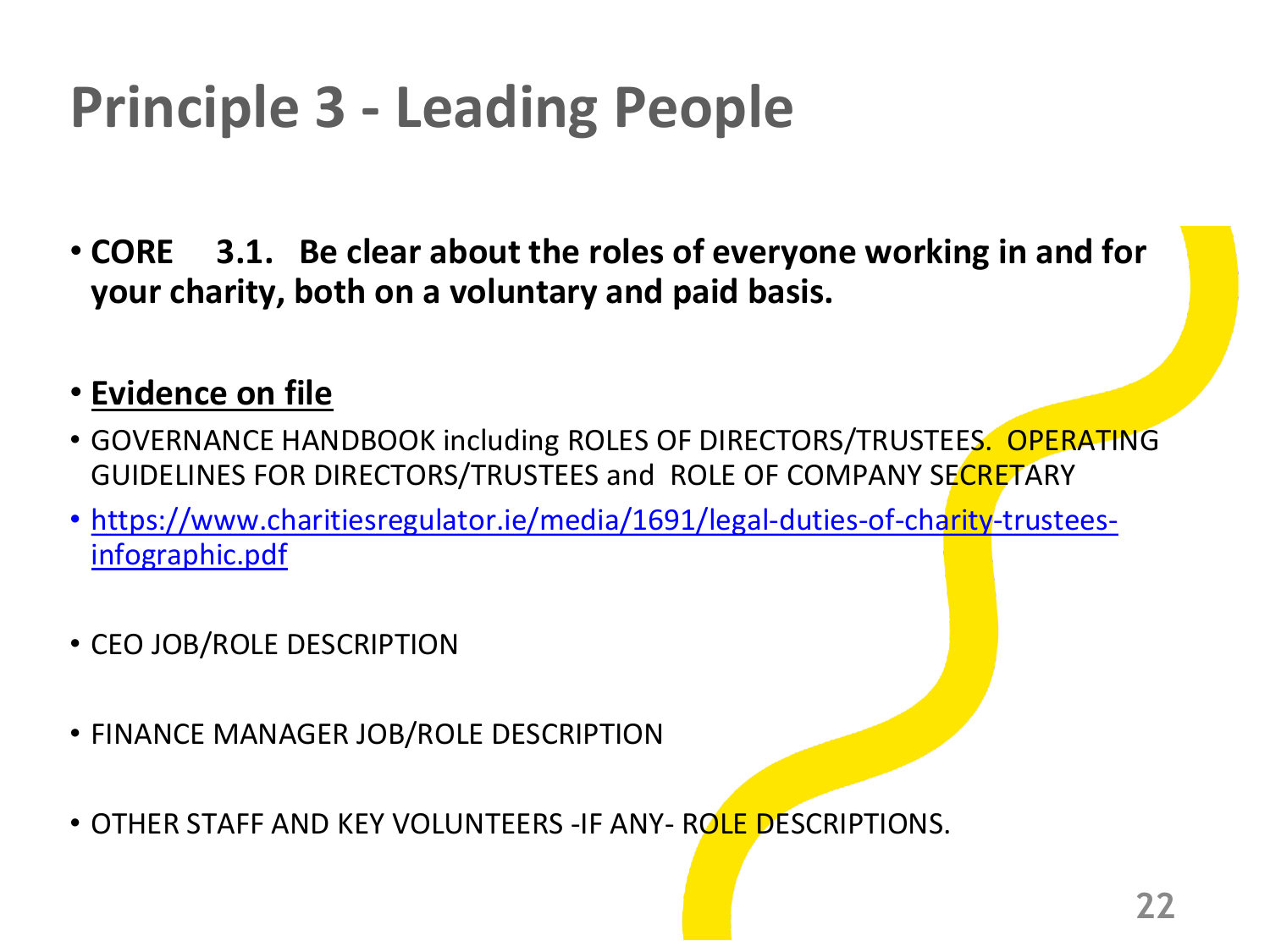# Principle 3 - Leading People

- **CORE 3.1. Be clear about the roles of everyone working in and for your charity, both on a voluntary and paid basis.**

- **Evidence on file**
- GOVERNANCE HANDBOOK including ROLES OF DIRECTORS/TRUSTEES. OPERATING GUIDELINES FOR DIRECTORS/TRUSTEES and ROLE OF COMPANY SECRETARY
- https://www.charitiesregulator.ie/media/1691/legal-duties-of-charity-trustees-infographic.pdf
- CEO JOB/ROLE DESCRIPTION
- FINANCE MANAGER JOB/ROLE DESCRIPTION
- OTHER STAFF AND KEY VOLUNTEERS -IF ANY- ROLE DESCRIPTIONS.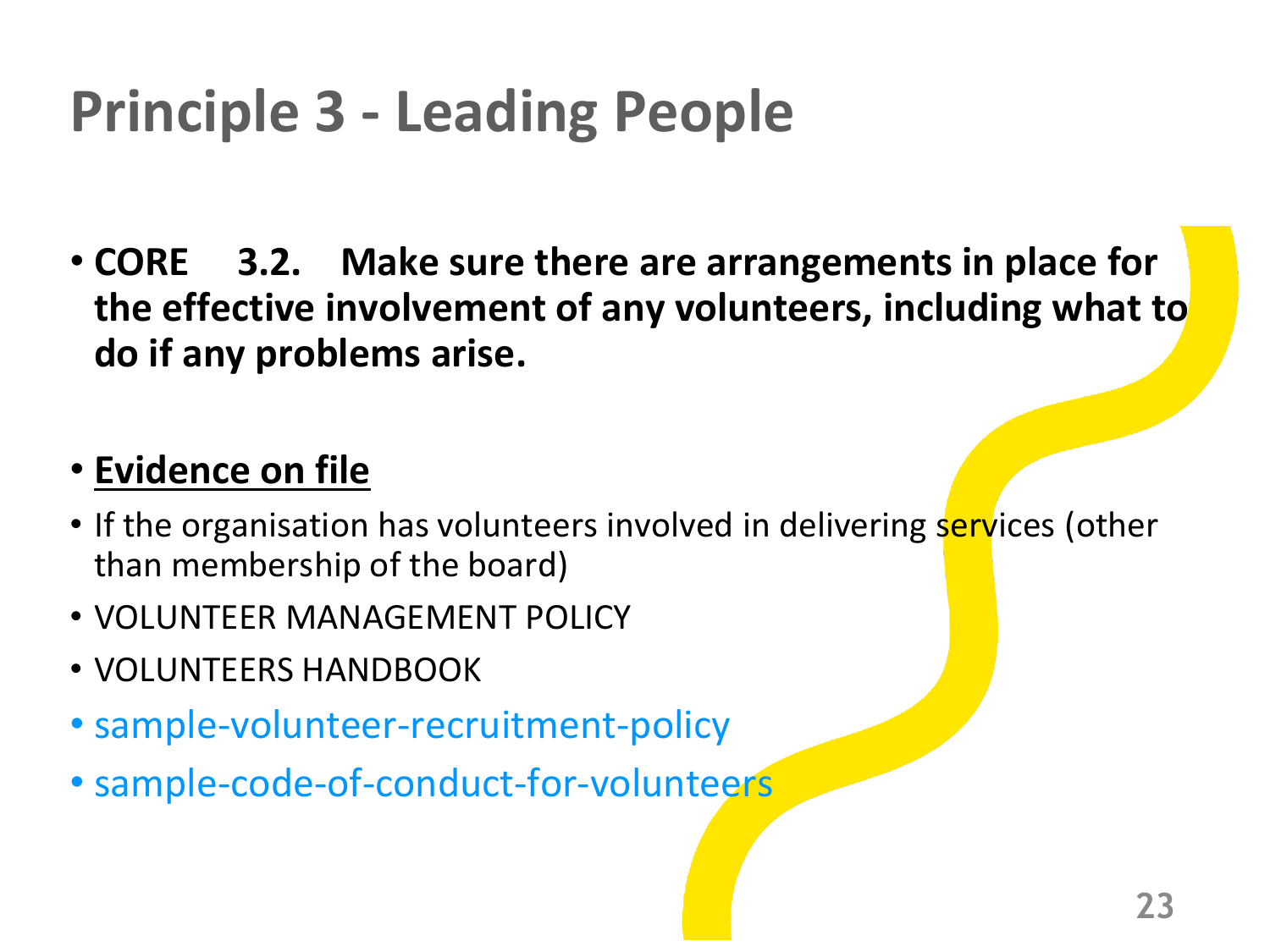# Principle 3 - Leading People

- **CORE 3.2. Make sure there are arrangements in place for the effective involvement of any volunteers, including what to do if any problems arise.**

- **<u>Evidence on file</u>**
- If the organisation has volunteers involved in delivering services (other than membership of the board)
- VOLUNTEER MANAGEMENT POLICY
- VOLUNTEERS HANDBOOK
- sample-volunteer-recruitment-policy
- sample-code-of-conduct-for-volunteers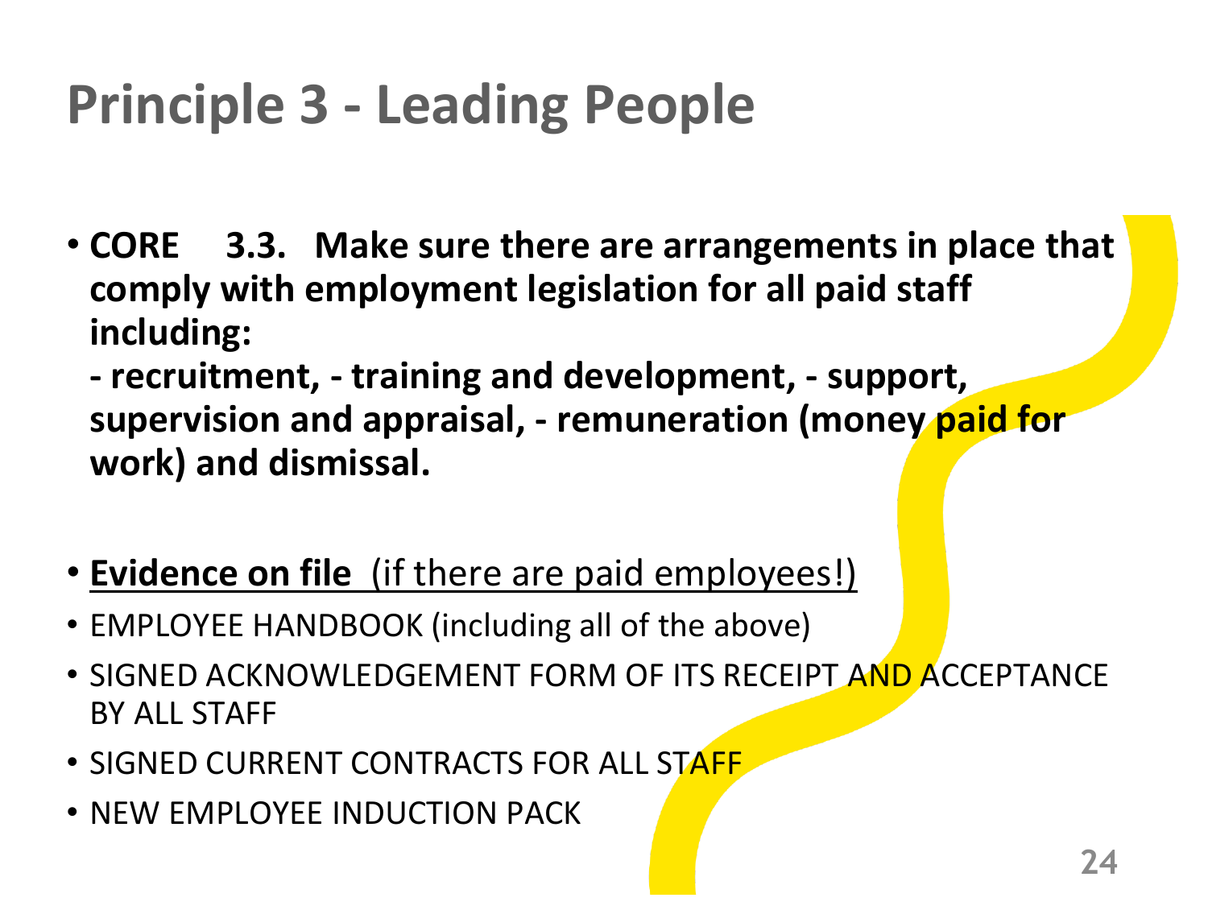# Principle 3 - Leading People

- **CORE 3.3. Make sure there are arrangements in place that comply with employment legislation for all paid staff including:**
  **- recruitment, - training and development, - support, supervision and appraisal, - remuneration (money paid for work) and dismissal.**

- <u>**Evidence on file** (if there are paid employees!)</u>
- EMPLOYEE HANDBOOK (including all of the above)
- SIGNED ACKNOWLEDGEMENT FORM OF ITS RECEIPT AND ACCEPTANCE BY ALL STAFF
- SIGNED CURRENT CONTRACTS FOR ALL STAFF
- NEW EMPLOYEE INDUCTION PACK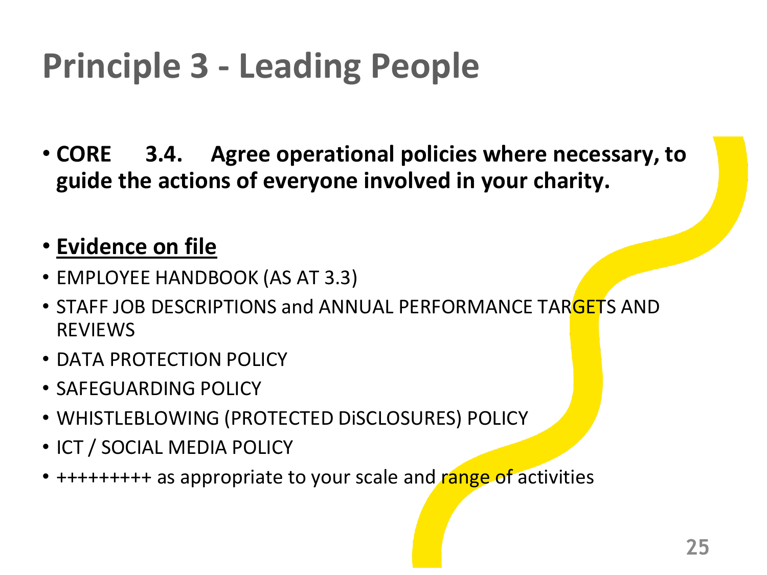# Principle 3 - Leading People

- **CORE 3.4. Agree operational policies where necessary, to guide the actions of everyone involved in your charity.**

- **<u>Evidence on file</u>**
- EMPLOYEE HANDBOOK (AS AT 3.3)
- STAFF JOB DESCRIPTIONS and ANNUAL PERFORMANCE TARGETS AND REVIEWS
- DATA PROTECTION POLICY
- SAFEGUARDING POLICY
- WHISTLEBLOWING (PROTECTED DiSCLOSURES) POLICY
- ICT / SOCIAL MEDIA POLICY
- +++++++++ as appropriate to your scale and range of activities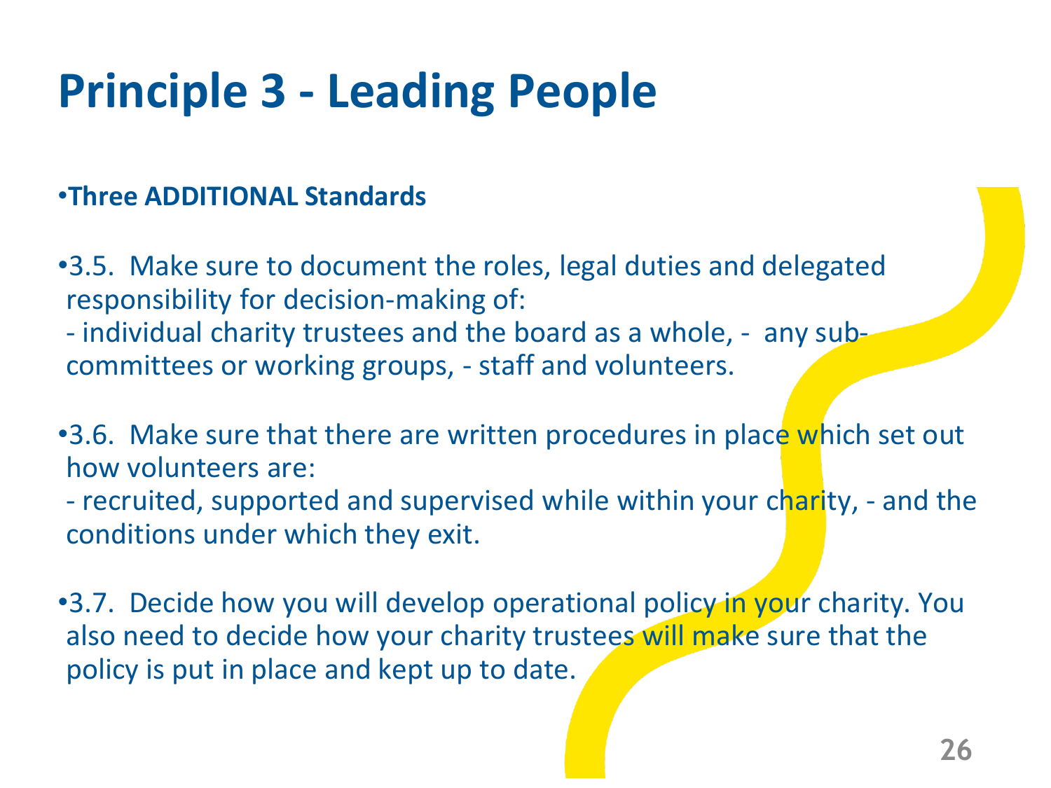# Principle 3 - Leading People

- **Three ADDITIONAL Standards**

- 3.5. Make sure to document the roles, legal duties and delegated responsibility for decision-making of:
  - individual charity trustees and the board as a whole, - any sub-committees or working groups, - staff and volunteers.

- 3.6. Make sure that there are written procedures in place which set out how volunteers are:
  - recruited, supported and supervised while within your charity, - and the conditions under which they exit.

- 3.7. Decide how you will develop operational policy in your charity. You also need to decide how your charity trustees will make sure that the policy is put in place and kept up to date.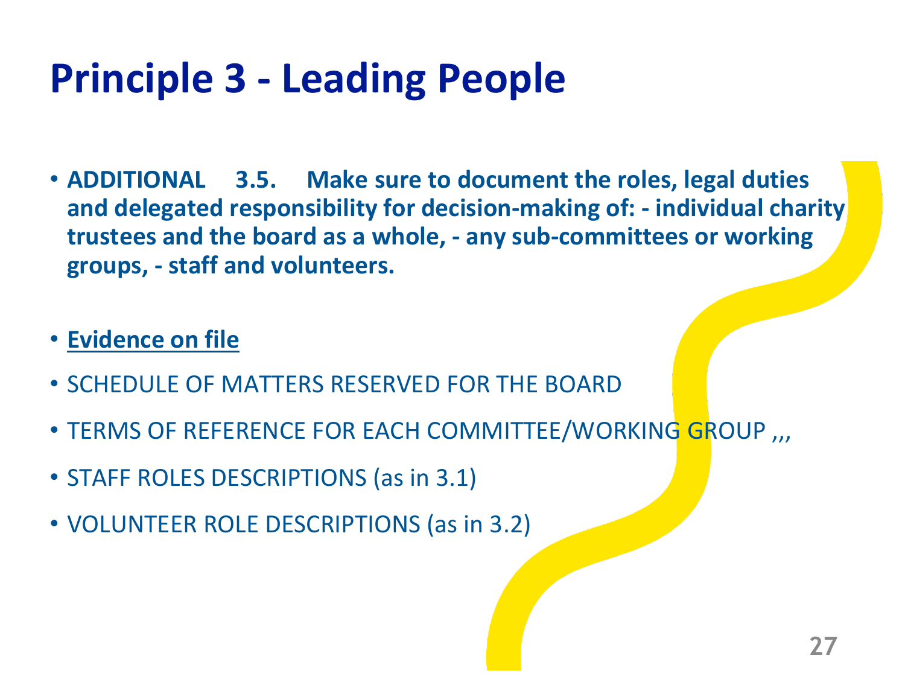# Principle 3 - Leading People

- **ADDITIONAL 3.5. Make sure to document the roles, legal duties and delegated responsibility for decision-making of: - individual charity trustees and the board as a whole, - any sub-committees or working groups, - staff and volunteers.**
- **<u>Evidence on file</u>**
- SCHEDULE OF MATTERS RESERVED FOR THE BOARD
- TERMS OF REFERENCE FOR EACH COMMITTEE/WORKING GROUP ,,,
- STAFF ROLES DESCRIPTIONS (as in 3.1)
- VOLUNTEER ROLE DESCRIPTIONS (as in 3.2)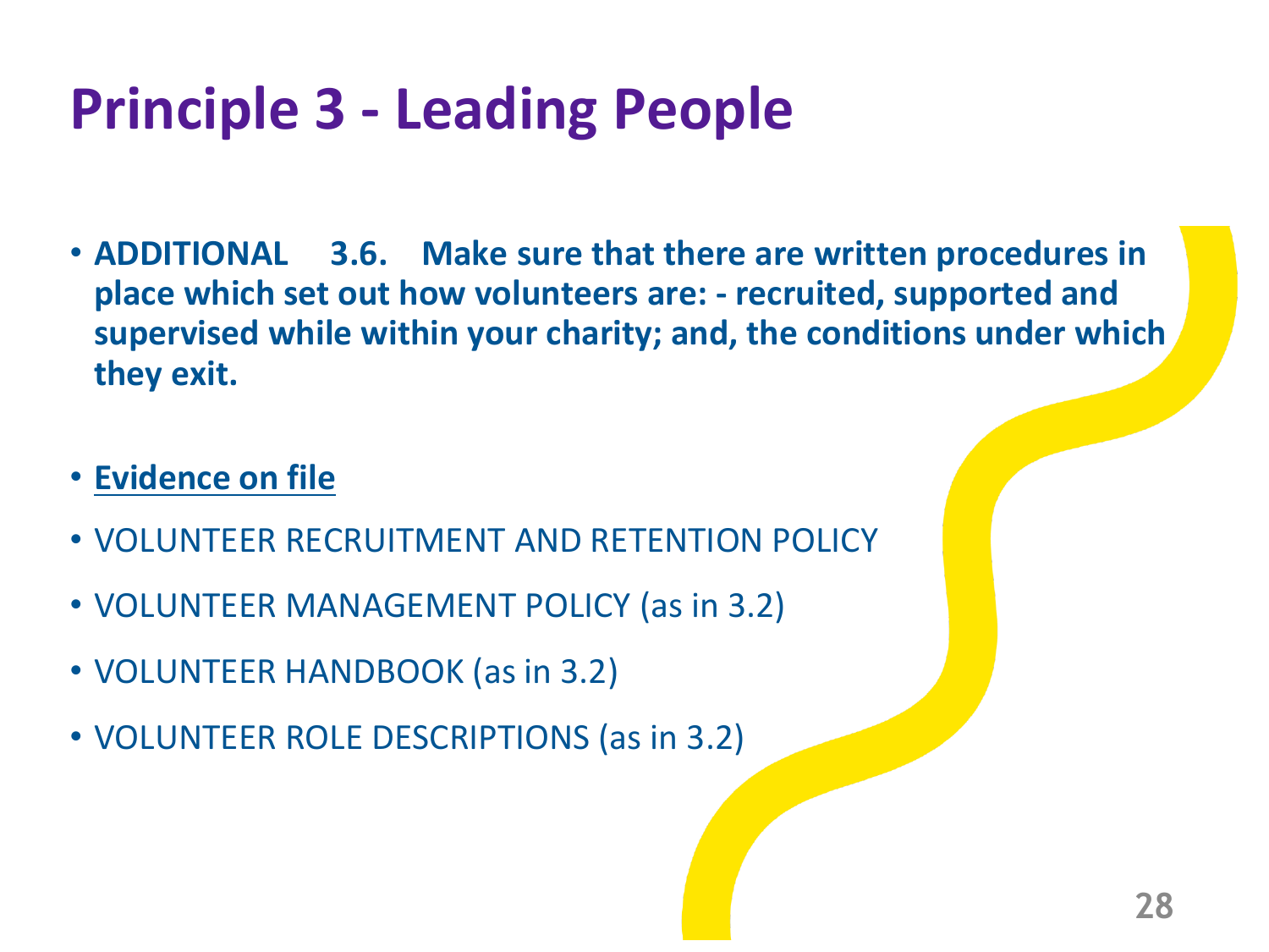# Principle 3 - Leading People

- **ADDITIONAL 3.6. Make sure that there are written procedures in place which set out how volunteers are: - recruited, supported and supervised while within your charity; and, the conditions under which they exit.**

- **<u>Evidence on file</u>**
- VOLUNTEER RECRUITMENT AND RETENTION POLICY
- VOLUNTEER MANAGEMENT POLICY (as in 3.2)
- VOLUNTEER HANDBOOK (as in 3.2)
- VOLUNTEER ROLE DESCRIPTIONS (as in 3.2)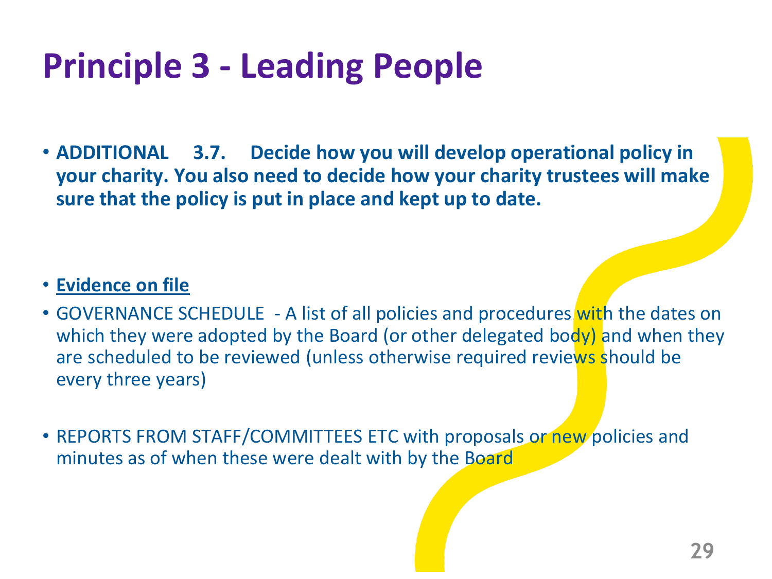# Principle 3 - Leading People

- **ADDITIONAL 3.7. Decide how you will develop operational policy in your charity. You also need to decide how your charity trustees will make sure that the policy is put in place and kept up to date.**

- **<u>Evidence on file</u>**
- GOVERNANCE SCHEDULE - A list of all policies and procedures with the dates on which they were adopted by the Board (or other delegated body) and when they are scheduled to be reviewed (unless otherwise required reviews should be every three years)

- REPORTS FROM STAFF/COMMITTEES ETC with proposals or new policies and minutes as of when these were dealt with by the Board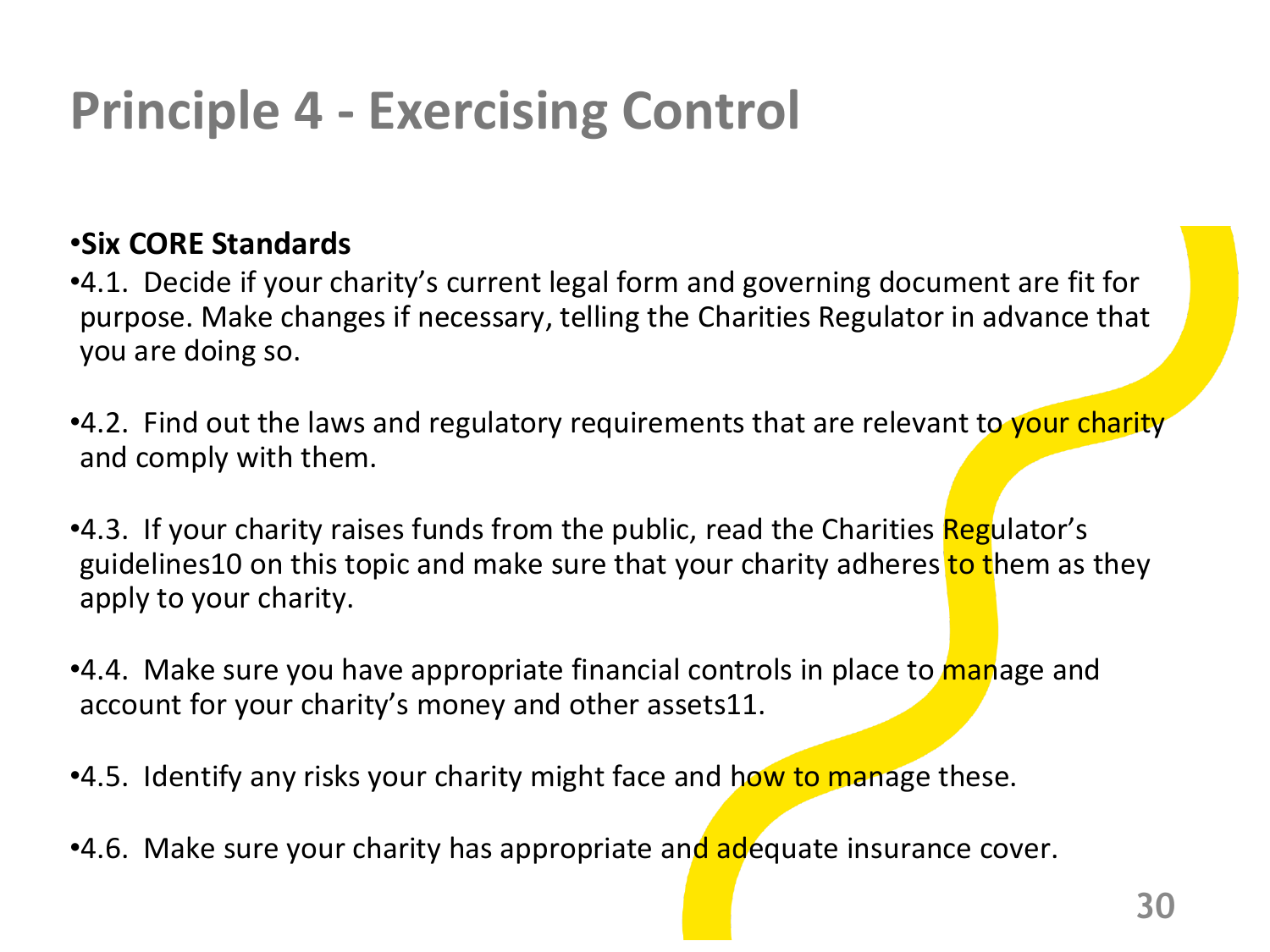# Principle 4 - Exercising Control

- **Six CORE Standards**
- 4.1. Decide if your charity's current legal form and governing document are fit for purpose. Make changes if necessary, telling the Charities Regulator in advance that you are doing so.
- 4.2. Find out the laws and regulatory requirements that are relevant to your charity and comply with them.
- 4.3. If your charity raises funds from the public, read the Charities Regulator's guidelines[10] on this topic and make sure that your charity adheres to them as they apply to your charity.
- 4.4. Make sure you have appropriate financial controls in place to manage and account for your charity's money and other assets[11].
- 4.5. Identify any risks your charity might face and how to manage these.
- 4.6. Make sure your charity has appropriate and adequate insurance cover.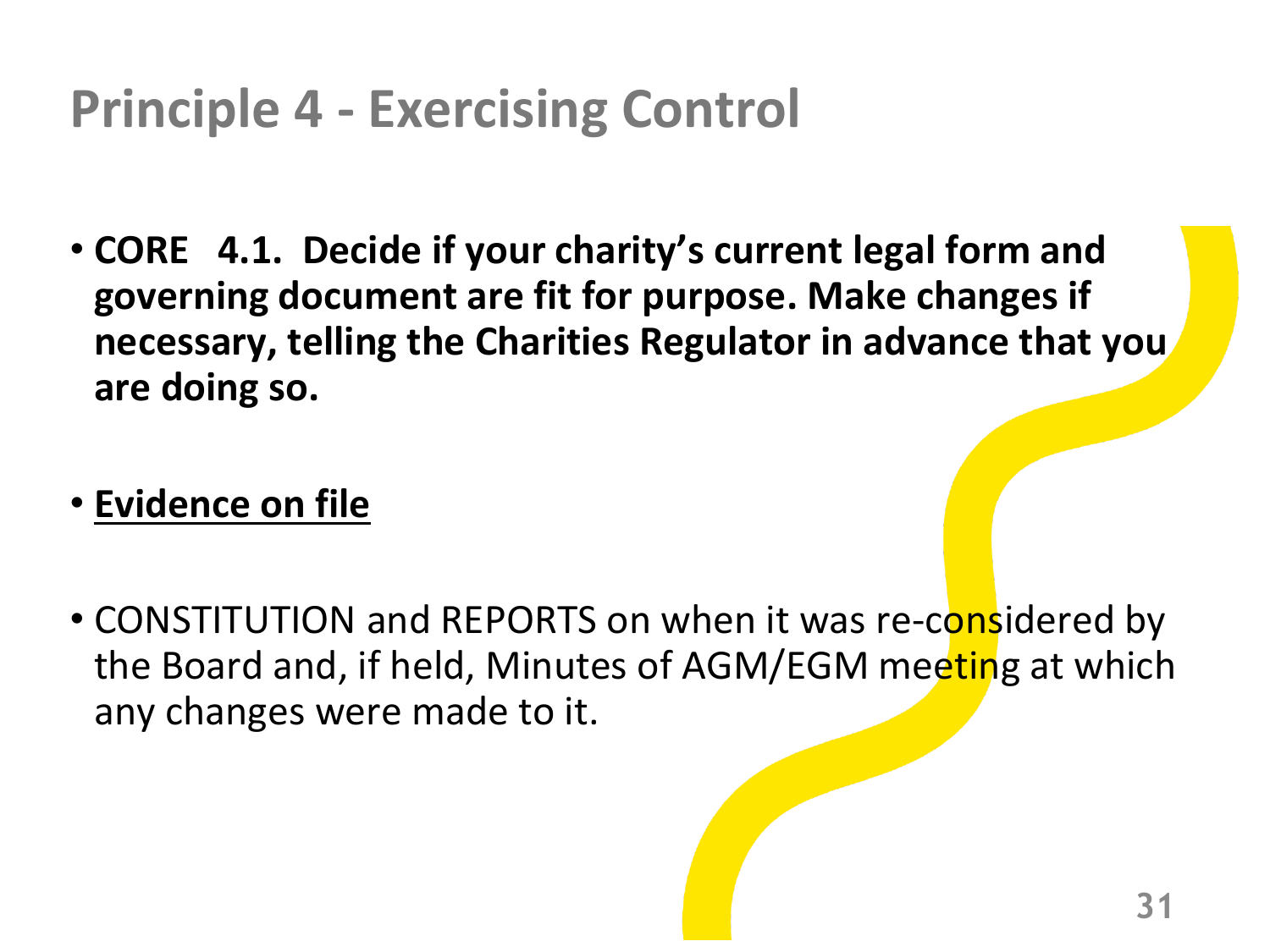# Principle 4 - Exercising Control

- **CORE 4.1. Decide if your charity's current legal form and governing document are fit for purpose. Make changes if necessary, telling the Charities Regulator in advance that you are doing so.**

- **<u>Evidence on file</u>**

- CONSTITUTION and REPORTS on when it was re-considered by the Board and, if held, Minutes of AGM/EGM meeting at which any changes were made to it.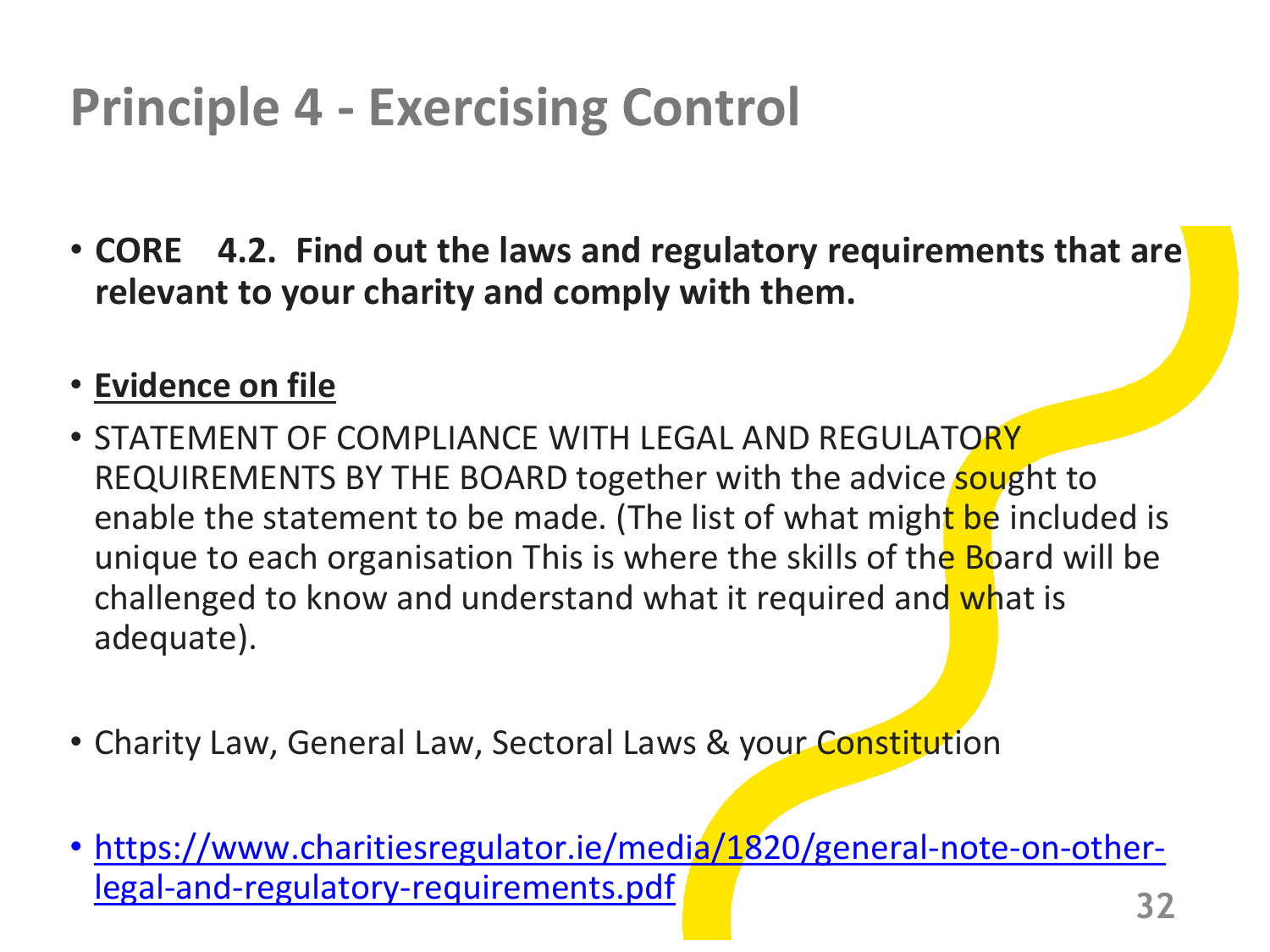# Principle 4 - Exercising Control

- **CORE 4.2. Find out the laws and regulatory requirements that are relevant to your charity and comply with them.**

- **<u>Evidence on file</u>**
- STATEMENT OF COMPLIANCE WITH LEGAL AND REGULATORY REQUIREMENTS BY THE BOARD together with the advice sought to enable the statement to be made. (The list of what might be included is unique to each organisation This is where the skills of the Board will be challenged to know and understand what it required and what is adequate).

- Charity Law, General Law, Sectoral Laws & your Constitution

- [https://www.charitiesregulator.ie/media/1820/general-note-on-other-legal-and-regulatory-requirements.pdf](https://www.charitiesregulator.ie/media/1820/general-note-on-other-legal-and-regulatory-requirements.pdf)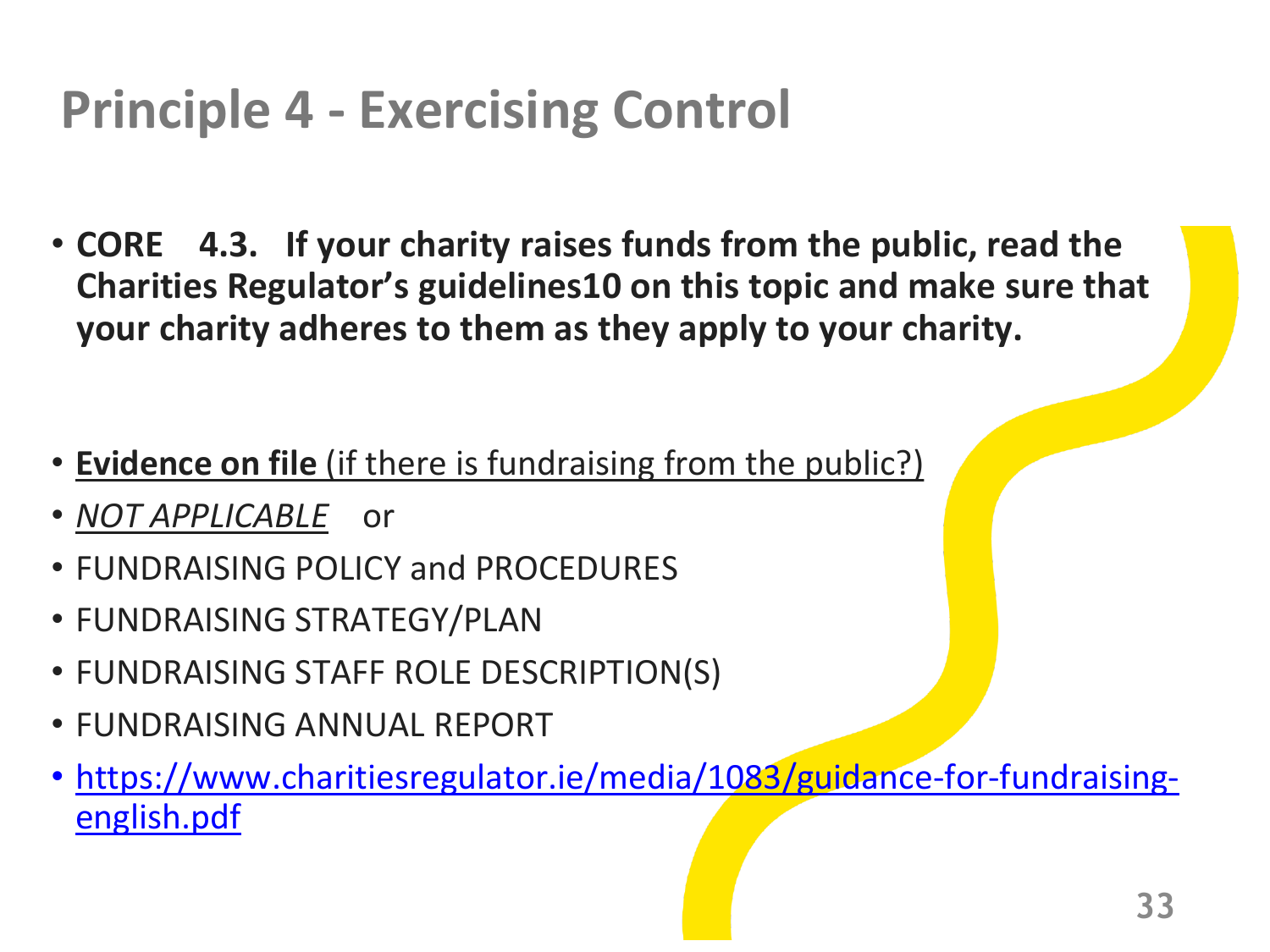# Principle 4 - Exercising Control

- **CORE 4.3. If your charity raises funds from the public, read the Charities Regulator's guidelines10 on this topic and make sure that your charity adheres to them as they apply to your charity.**

- **Evidence on file** (if there is fundraising from the public?)
- *NOT APPLICABLE* or
- FUNDRAISING POLICY and PROCEDURES
- FUNDRAISING STRATEGY/PLAN
- FUNDRAISING STAFF ROLE DESCRIPTION(S)
- FUNDRAISING ANNUAL REPORT
- https://www.charitiesregulator.ie/media/1083/guidance-for-fundraising-english.pdf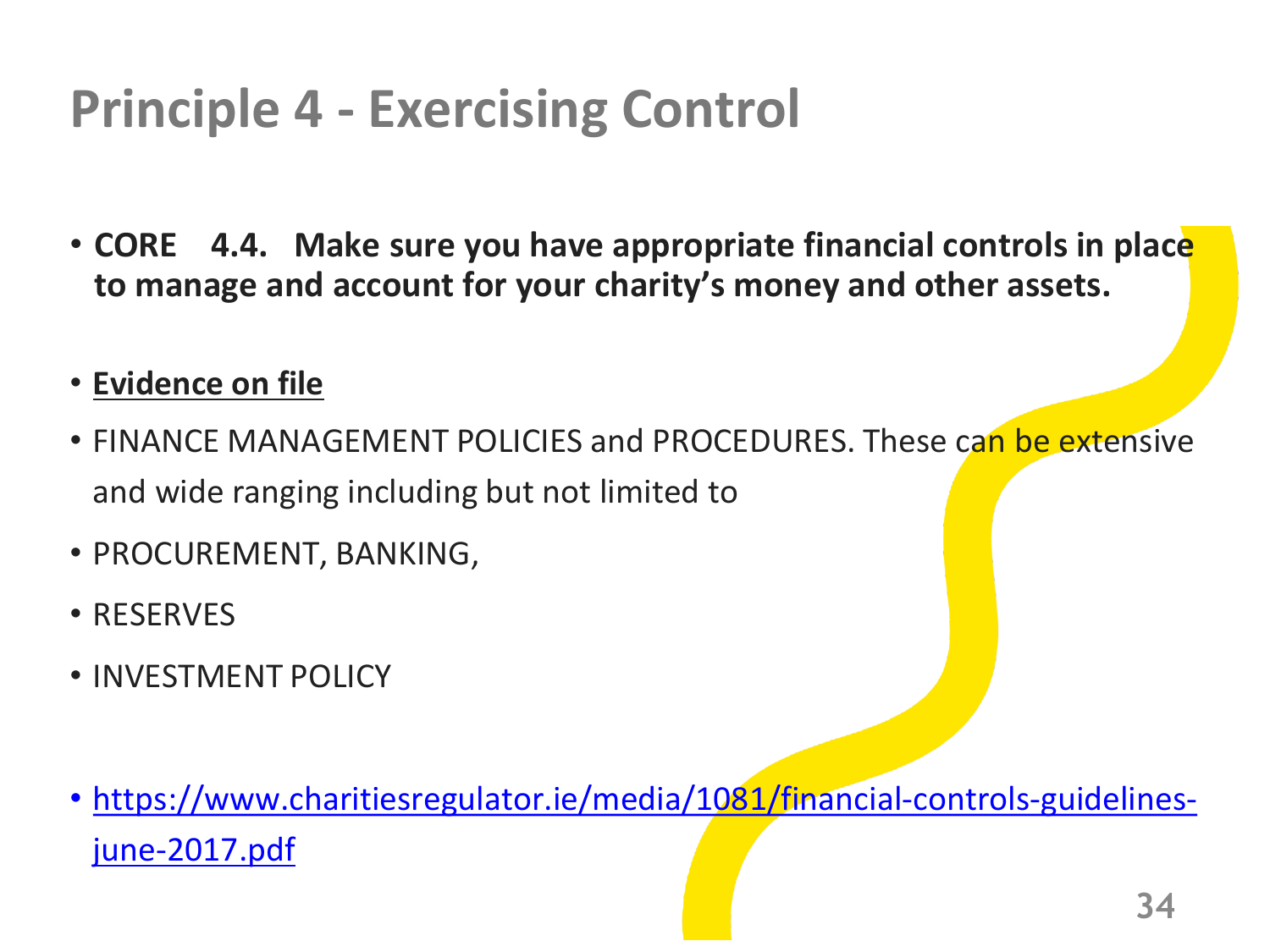# Principle 4 - Exercising Control

- **CORE 4.4. Make sure you have appropriate financial controls in place to manage and account for your charity's money and other assets.**
- **Evidence on file**
- FINANCE MANAGEMENT POLICIES and PROCEDURES. These can be extensive and wide ranging including but not limited to
- PROCUREMENT, BANKING,
- RESERVES
- INVESTMENT POLICY

- https://www.charitiesregulator.ie/media/1081/financial-controls-guidelines-june-2017.pdf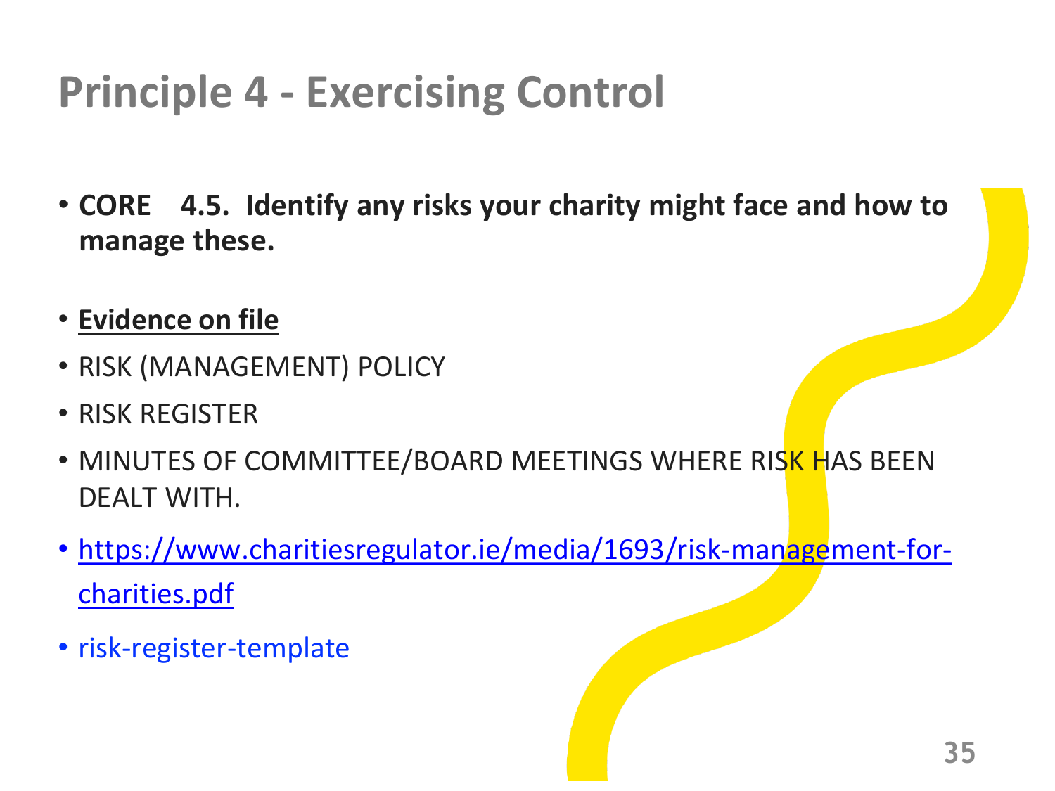# Principle 4 - Exercising Control

- **CORE 4.5. Identify any risks your charity might face and how to manage these.**

- **Evidence on file**
- RISK (MANAGEMENT) POLICY
- RISK REGISTER
- MINUTES OF COMMITTEE/BOARD MEETINGS WHERE RISK HAS BEEN DEALT WITH.
- https://www.charitiesregulator.ie/media/1693/risk-management-for-charities.pdf
- risk-register-template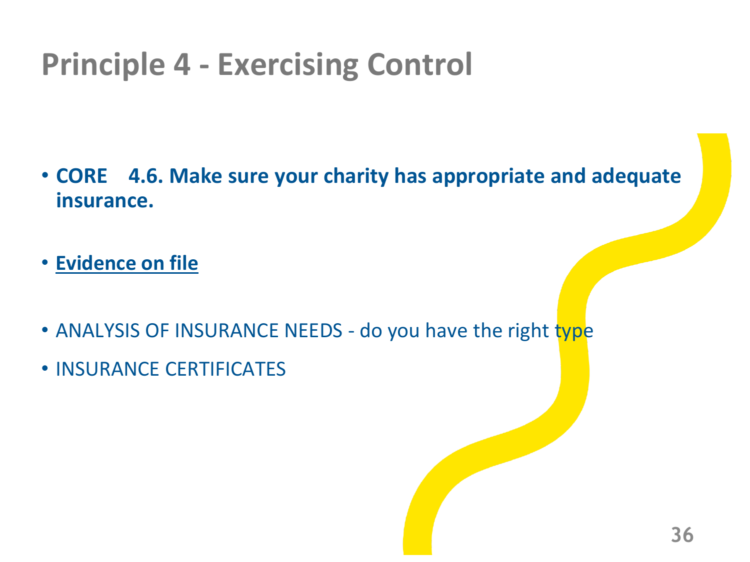# Principle 4 - Exercising Control

- **CORE 4.6. Make sure your charity has appropriate and adequate insurance.**
- **<u>Evidence on file</u>**
- ANALYSIS OF INSURANCE NEEDS - do you have the right type
- INSURANCE CERTIFICATES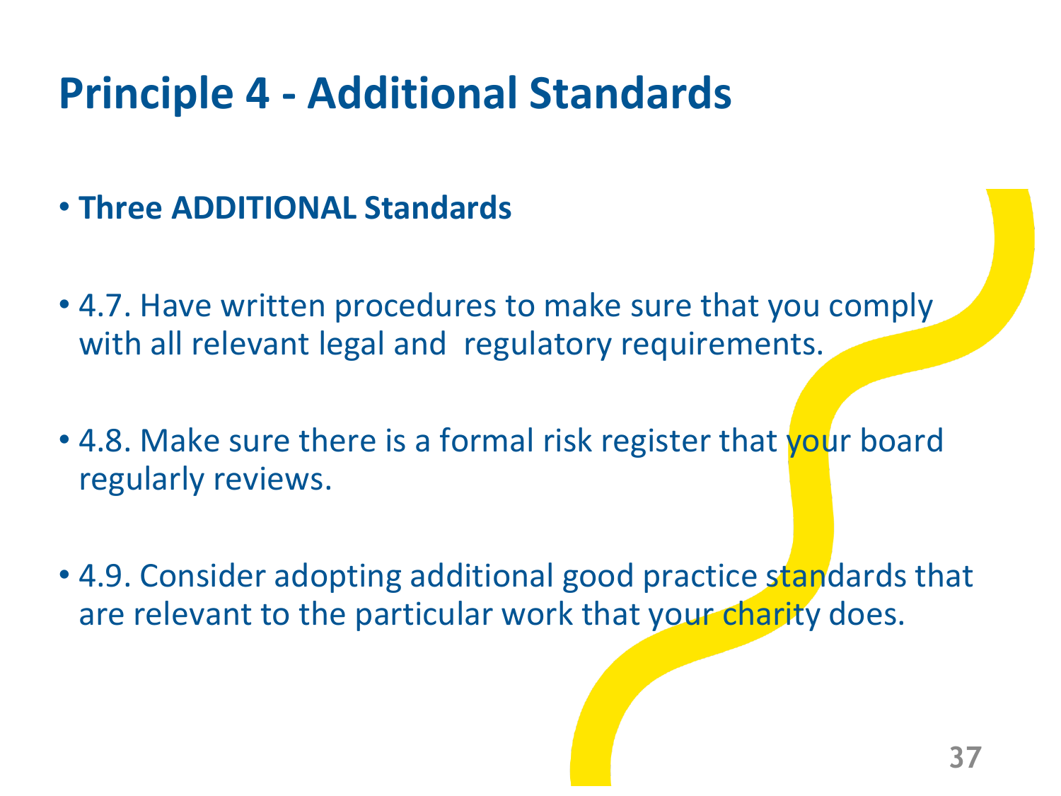# Principle 4 - Additional Standards

- **Three ADDITIONAL Standards**

- 4.7. Have written procedures to make sure that you comply with all relevant legal and regulatory requirements.

- 4.8. Make sure there is a formal risk register that your board regularly reviews.

- 4.9. Consider adopting additional good practice standards that are relevant to the particular work that your charity does.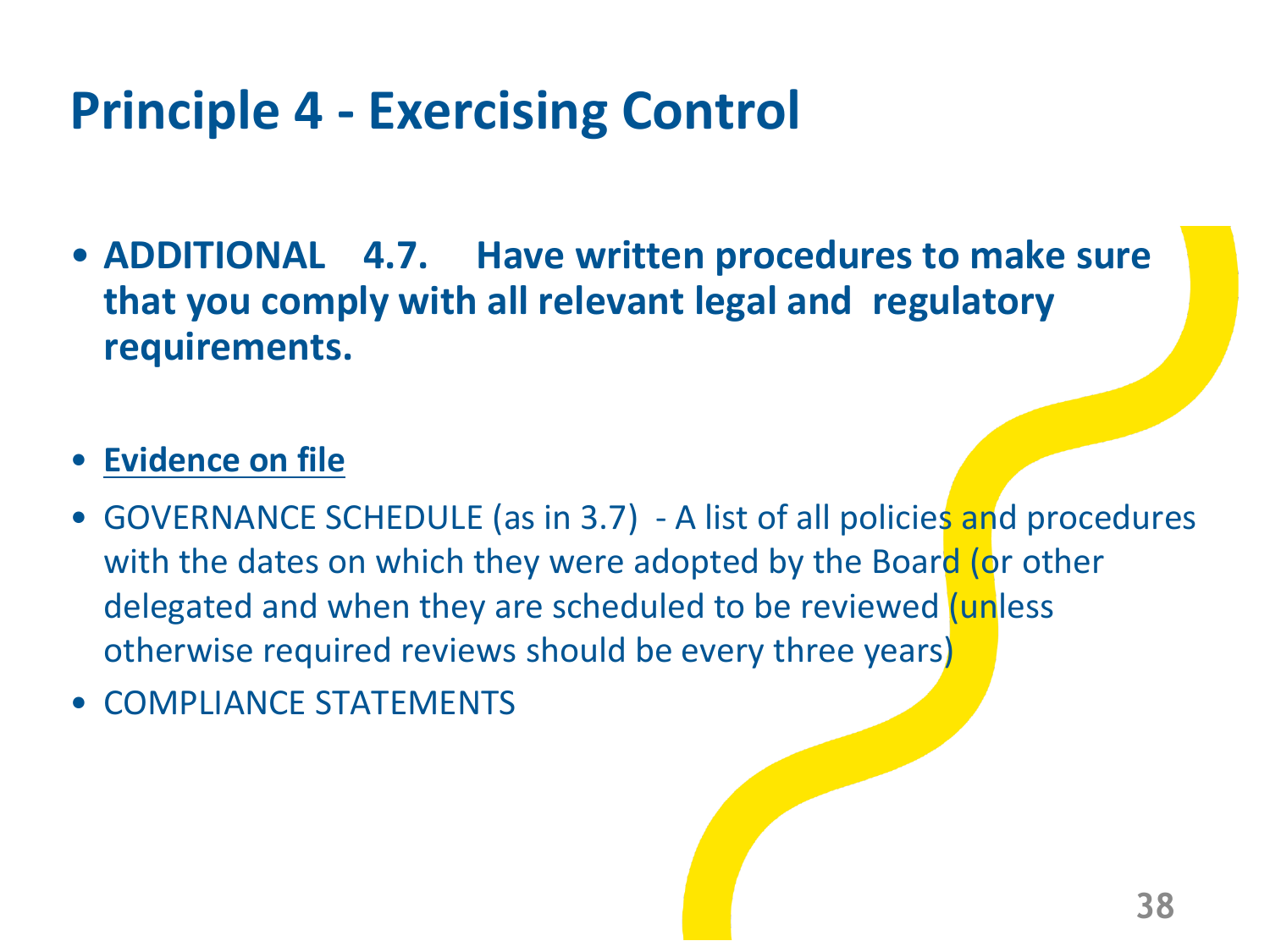# Principle 4 - Exercising Control

- **ADDITIONAL 4.7. Have written procedures to make sure that you comply with all relevant legal and regulatory requirements.**

- **<u>Evidence on file</u>**
- GOVERNANCE SCHEDULE (as in 3.7) - A list of all policies and procedures with the dates on which they were adopted by the Board (or other delegated and when they are scheduled to be reviewed (unless otherwise required reviews should be every three years)
- COMPLIANCE STATEMENTS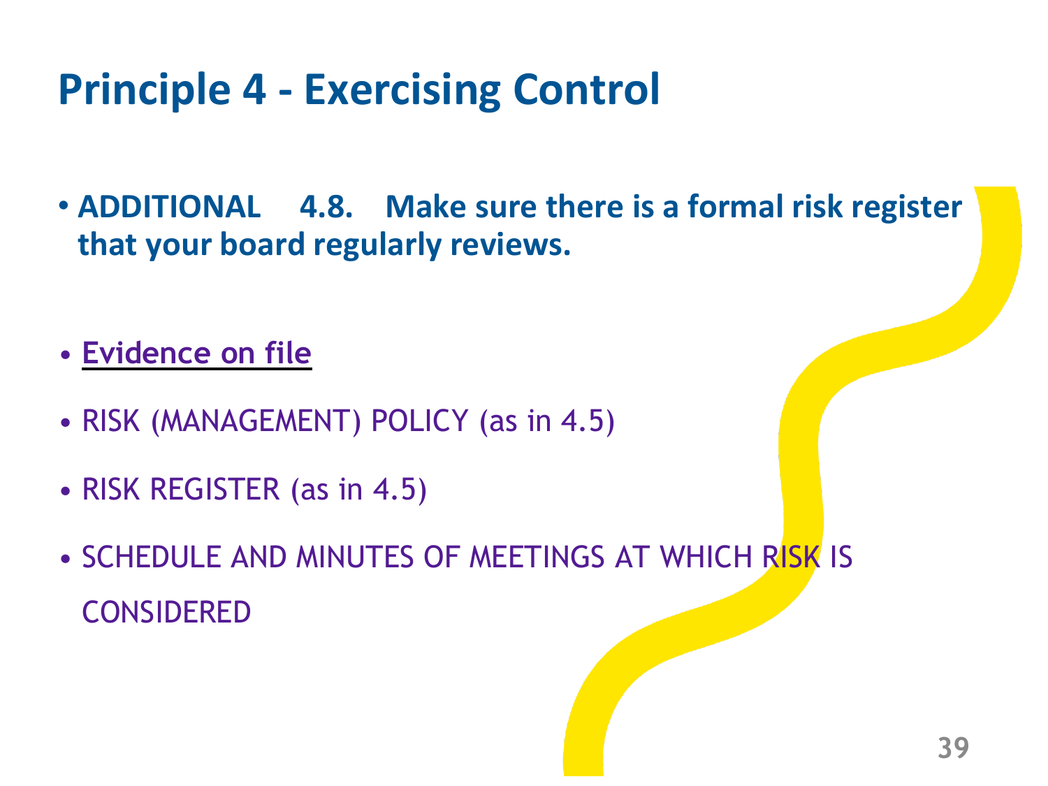# Principle 4 - Exercising Control

- **ADDITIONAL 4.8. Make sure there is a formal risk register that your board regularly reviews.**

- **Evidence on file**

- RISK (MANAGEMENT) POLICY (as in 4.5)

- RISK REGISTER (as in 4.5)

- SCHEDULE AND MINUTES OF MEETINGS AT WHICH RISK IS CONSIDERED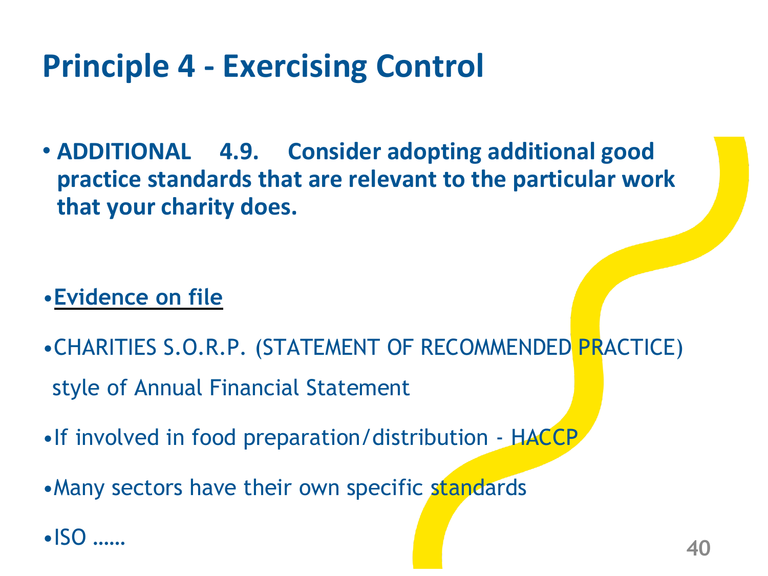# Principle 4 - Exercising Control

- **ADDITIONAL 4.9. Consider adopting additional good practice standards that are relevant to the particular work that your charity does.**

- **<u>Evidence on file</u>**
- CHARITIES S.O.R.P. (STATEMENT OF RECOMMENDED PRACTICE) style of Annual Financial Statement
- If involved in food preparation/distribution - HACCP
- Many sectors have their own specific standards
- ISO ……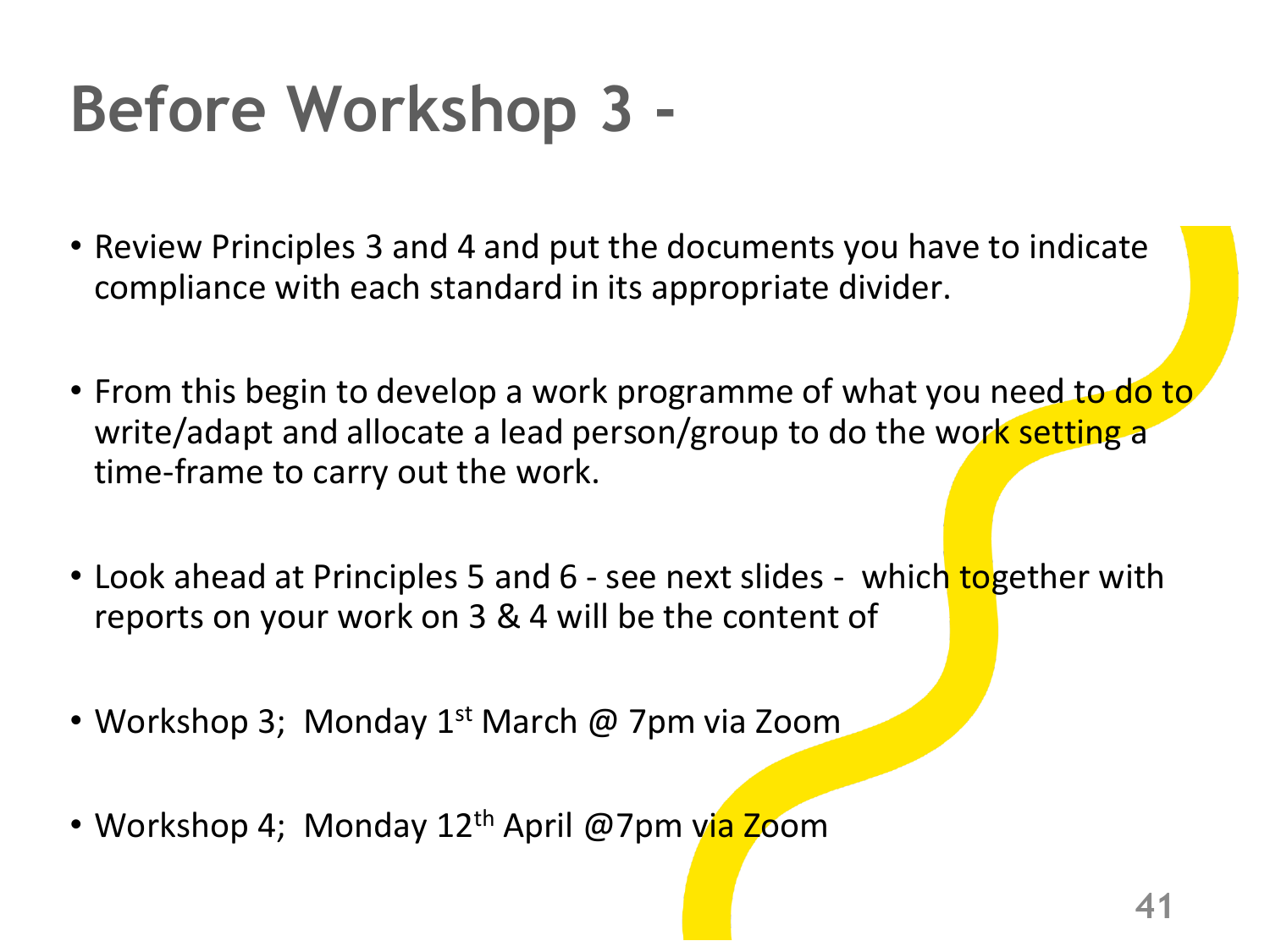# Before Workshop 3 -

- Review Principles 3 and 4 and put the documents you have to indicate compliance with each standard in its appropriate divider.

- From this begin to develop a work programme of what you need to do to write/adapt and allocate a lead person/group to do the work setting a time-frame to carry out the work.

- Look ahead at Principles 5 and 6 - see next slides - which together with reports on your work on 3 & 4 will be the content of

- Workshop 3; Monday 1st March @ 7pm via Zoom

- Workshop 4; Monday 12th April @7pm via Zoom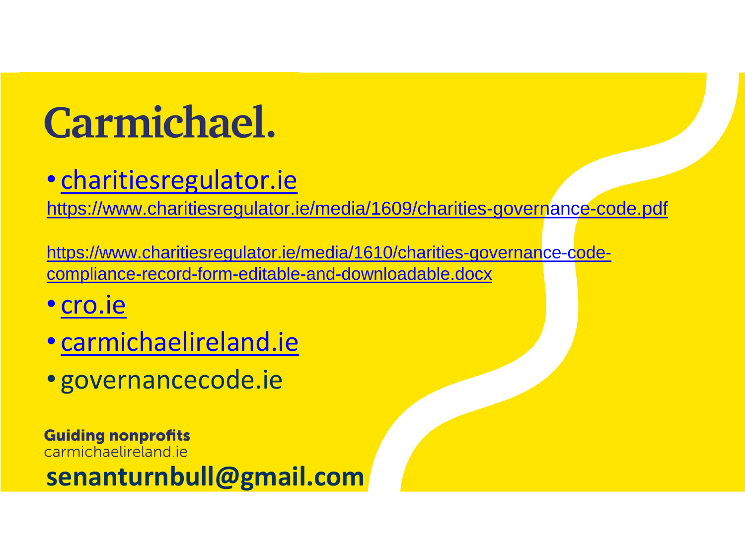# Carmichael.

- [charitiesregulator.ie](https://www.charitiesregulator.ie)

[https://www.charitiesregulator.ie/media/1609/charities-governance-code.pdf](https://www.charitiesregulator.ie/media/1609/charities-governance-code.pdf)

[https://www.charitiesregulator.ie/media/1610/charities-governance-code-compliance-record-form-editable-and-downloadable.docx](https://www.charitiesregulator.ie/media/1610/charities-governance-code-compliance-record-form-editable-and-downloadable.docx)

- [cro.ie](https://www.cro.ie)
- [carmichaelireland.ie](https://www.carmichaelireland.ie)
- governancecode.ie

**Guiding nonprofits**
carmichaelireland.ie

**senanturnbull@gmail.com**